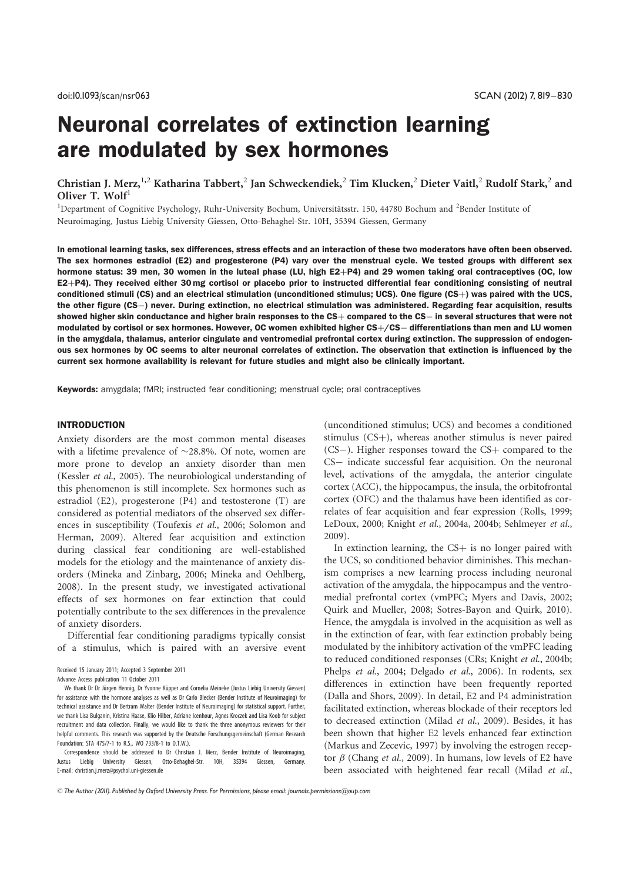# Neuronal correlates of extinction learning are modulated by sex hormones

Christian J. Merz,[1,2] Katharina Tabbert,[2] Jan Schweckendiek,[2] Tim Klucken,[2] Dieter Vaitl,[2] Rudolf Stark,[2] and Oliver T. Wolf[1]

[1]Department of Cognitive Psychology, Ruhr-University Bochum, Universitätsstr. 150, 44780 Bochum and [2]Bender Institute of Neuroimaging, Justus Liebig University Giessen, Otto-Behaghel-Str. 10H, 35394 Giessen, Germany

**In emotional learning tasks, sex differences, stress effects and an interaction of these two moderators have often been observed. The sex hormones estradiol (E2) and progesterone (P4) vary over the menstrual cycle. We tested groups with different sex hormone status: 39 men, 30 women in the luteal phase (LU, high E2+P4) and 29 women taking oral contraceptives (OC, low E2+P4). They received either 30 mg cortisol or placebo prior to instructed differential fear conditioning consisting of neutral conditioned stimuli (CS) and an electrical stimulation (unconditioned stimulus; UCS). One figure (CS+) was paired with the UCS, the other figure (CS−) never. During extinction, no electrical stimulation was administered. Regarding fear acquisition, results showed higher skin conductance and higher brain responses to the CS+ compared to the CS− in several structures that were not modulated by cortisol or sex hormones. However, OC women exhibited higher CS+/CS− differentiations than men and LU women in the amygdala, thalamus, anterior cingulate and ventromedial prefrontal cortex during extinction. The suppression of endogenous sex hormones by OC seems to alter neuronal correlates of extinction. The observation that extinction is influenced by the current sex hormone availability is relevant for future studies and might also be clinically important.**

**Keywords:** amygdala; fMRI; instructed fear conditioning; menstrual cycle; oral contraceptives

## INTRODUCTION

Anxiety disorders are the most common mental diseases with a lifetime prevalence of ~28.8%. Of note, women are more prone to develop an anxiety disorder than men (Kessler *et al.*, 2005). The neurobiological understanding of this phenomenon is still incomplete. Sex hormones such as estradiol (E2), progesterone (P4) and testosterone (T) are considered as potential mediators of the observed sex differences in susceptibility (Toufexis *et al.*, 2006; Solomon and Herman, 2009). Altered fear acquisition and extinction during classical fear conditioning are well-established models for the etiology and the maintenance of anxiety disorders (Mineka and Zinbarg, 2006; Mineka and Oehlberg, 2008). In the present study, we investigated activational effects of sex hormones on fear extinction that could potentially contribute to the sex differences in the prevalence of anxiety disorders.

Differential fear conditioning paradigms typically consist of a stimulus, which is paired with an aversive event (unconditioned stimulus; UCS) and becomes a conditioned stimulus (CS+), whereas another stimulus is never paired (CS−). Higher responses toward the CS+ compared to the CS− indicate successful fear acquisition. On the neuronal level, activations of the amygdala, the anterior cingulate cortex (ACC), the hippocampus, the insula, the orbitofrontal cortex (OFC) and the thalamus have been identified as correlates of fear acquisition and fear expression (Rolls, 1999; LeDoux, 2000; Knight *et al.*, 2004a, 2004b; Sehlmeyer *et al.*, 2009).

In extinction learning, the CS+ is no longer paired with the UCS, so conditioned behavior diminishes. This mechanism comprises a new learning process including neuronal activation of the amygdala, the hippocampus and the ventromedial prefrontal cortex (vmPFC; Myers and Davis, 2002; Quirk and Mueller, 2008; Sotres-Bayon and Quirk, 2010). Hence, the amygdala is involved in the acquisition as well as in the extinction of fear, with fear extinction probably being modulated by the inhibitory activation of the vmPFC leading to reduced conditioned responses (CRs; Knight *et al.*, 2004b; Phelps *et al.*, 2004; Delgado *et al.*, 2006). In rodents, sex differences in extinction have been frequently reported (Dalla and Shors, 2009). In detail, E2 and P4 administration facilitated extinction, whereas blockade of their receptors led to decreased extinction (Milad *et al.*, 2009). Besides, it has been shown that higher E2 levels enhanced fear extinction (Markus and Zecevic, 1997) by involving the estrogen receptor $\beta$ (Chang *et al.*, 2009). In humans, low levels of E2 have been associated with heightened fear recall (Milad *et al.*,

Received 15 January 2011; Accepted 3 September 2011

Advance Access publication 11 October 2011

We thank Dr Dr Jürgen Hennig, Dr Yvonne Küpper and Cornelia Meineke (Justus Liebig University Giessen) for assistance with the hormone analyses as well as Dr Carlo Blecker (Bender Institute of Neuroimaging) for technical assistance and Dr Bertram Walter (Bender Institute of Neuroimaging) for statistical support. Further, we thank Lisa Bulganin, Kristina Haase, Klio Hilber, Adriane Icenhour, Agnes Kroczek and Lisa Koob for subject recruitment and data collection. Finally, we would like to thank the three anonymous reviewers for their helpful comments. This research was supported by the Deutsche Forschungsgemeinschaft (German Research Foundation: STA 475/7-1 to R.S., WO 733/8-1 to O.T.W.).

Correspondence should be addressed to Dr Christian J. Merz, Bender Institute of Neuroimaging, Justus Liebig University Giessen, Otto-Behaghel-Str. 10H, 35394 Giessen, Germany. E-mail: christian.j.merz@psychol.uni-giessen.de

© The Author (2011). Published by Oxford University Press. For Permissions, please email: journals.permissions@oup.com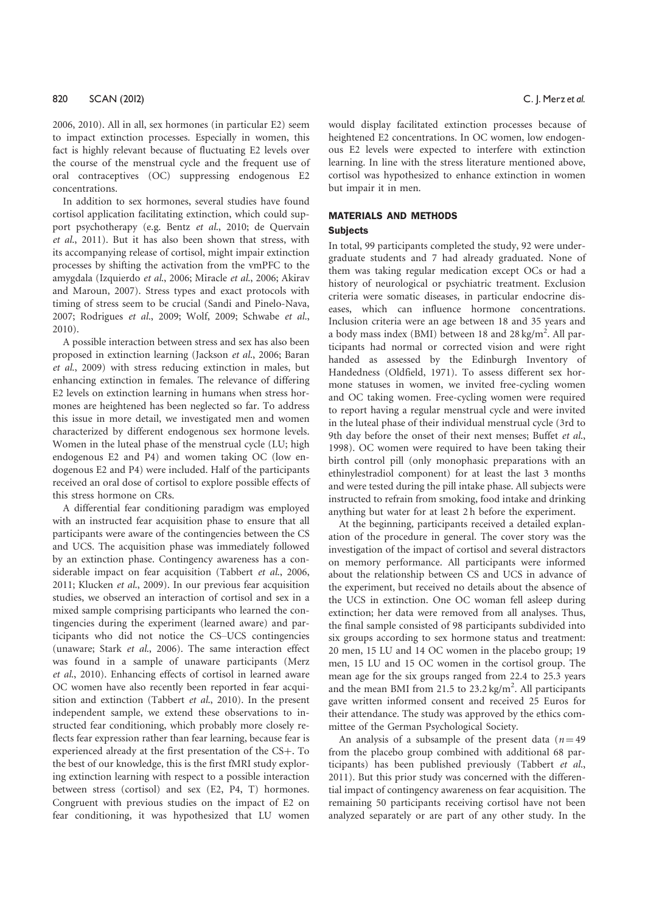2006, 2010). All in all, sex hormones (in particular E2) seem to impact extinction processes. Especially in women, this fact is highly relevant because of fluctuating E2 levels over the course of the menstrual cycle and the frequent use of oral contraceptives (OC) suppressing endogenous E2 concentrations.

In addition to sex hormones, several studies have found cortisol application facilitating extinction, which could support psychotherapy (e.g. Bentz *et al.*, 2010; de Quervain *et al.*, 2011). But it has also been shown that stress, with its accompanying release of cortisol, might impair extinction processes by shifting the activation from the vmPFC to the amygdala (Izquierdo *et al.*, 2006; Miracle *et al.*, 2006; Akirav and Maroun, 2007). Stress types and exact protocols with timing of stress seem to be crucial (Sandi and Pinelo-Nava, 2007; Rodrigues *et al.*, 2009; Wolf, 2009; Schwabe *et al.*, 2010).

A possible interaction between stress and sex has also been proposed in extinction learning (Jackson *et al.*, 2006; Baran *et al.*, 2009) with stress reducing extinction in males, but enhancing extinction in females. The relevance of differing E2 levels on extinction learning in humans when stress hormones are heightened has been neglected so far. To address this issue in more detail, we investigated men and women characterized by different endogenous sex hormone levels. Women in the luteal phase of the menstrual cycle (LU; high endogenous E2 and P4) and women taking OC (low endogenous E2 and P4) were included. Half of the participants received an oral dose of cortisol to explore possible effects of this stress hormone on CRs.

A differential fear conditioning paradigm was employed with an instructed fear acquisition phase to ensure that all participants were aware of the contingencies between the CS and UCS. The acquisition phase was immediately followed by an extinction phase. Contingency awareness has a considerable impact on fear acquisition (Tabbert *et al.*, 2006, 2011; Klucken *et al.*, 2009). In our previous fear acquisition studies, we observed an interaction of cortisol and sex in a mixed sample comprising participants who learned the contingencies during the experiment (learned aware) and participants who did not notice the CS–UCS contingencies (unaware; Stark *et al.*, 2006). The same interaction effect was found in a sample of unaware participants (Merz *et al.*, 2010). Enhancing effects of cortisol in learned aware OC women have also recently been reported in fear acquisition and extinction (Tabbert *et al.*, 2010). In the present independent sample, we extend these observations to instructed fear conditioning, which probably more closely reflects fear expression rather than fear learning, because fear is experienced already at the first presentation of the CS+. To the best of our knowledge, this is the first fMRI study exploring extinction learning with respect to a possible interaction between stress (cortisol) and sex (E2, P4, T) hormones. Congruent with previous studies on the impact of E2 on fear conditioning, it was hypothesized that LU women would display facilitated extinction processes because of heightened E2 concentrations. In OC women, low endogenous E2 levels were expected to interfere with extinction learning. In line with the stress literature mentioned above, cortisol was hypothesized to enhance extinction in women but impair it in men.

## MATERIALS AND METHODS

### Subjects

In total, 99 participants completed the study, 92 were undergraduate students and 7 had already graduated. None of them was taking regular medication except OCs or had a history of neurological or psychiatric treatment. Exclusion criteria were somatic diseases, in particular endocrine diseases, which can influence hormone concentrations. Inclusion criteria were an age between 18 and 35 years and a body mass index (BMI) between 18 and 28 kg/m$^2$. All participants had normal or corrected vision and were right handed as assessed by the Edinburgh Inventory of Handedness (Oldfield, 1971). To assess different sex hormone statuses in women, we invited free-cycling women and OC taking women. Free-cycling women were required to report having a regular menstrual cycle and were invited in the luteal phase of their individual menstrual cycle (3rd to 9th day before the onset of their next menses; Buffet *et al.*, 1998). OC women were required to have been taking their birth control pill (only monophasic preparations with an ethinylestradiol component) for at least the last 3 months and were tested during the pill intake phase. All subjects were instructed to refrain from smoking, food intake and drinking anything but water for at least 2 h before the experiment.

At the beginning, participants received a detailed explanation of the procedure in general. The cover story was the investigation of the impact of cortisol and several distractors on memory performance. All participants were informed about the relationship between CS and UCS in advance of the experiment, but received no details about the absence of the UCS in extinction. One OC woman fell asleep during extinction; her data were removed from all analyses. Thus, the final sample consisted of 98 participants subdivided into six groups according to sex hormone status and treatment: 20 men, 15 LU and 14 OC women in the placebo group; 19 men, 15 LU and 15 OC women in the cortisol group. The mean age for the six groups ranged from 22.4 to 25.3 years and the mean BMI from 21.5 to 23.2 kg/m$^2$. All participants gave written informed consent and received 25 Euros for their attendance. The study was approved by the ethics committee of the German Psychological Society.

An analysis of a subsample of the present data ($n = 49$ from the placebo group combined with additional 68 participants) has been published previously (Tabbert *et al.*, 2011). But this prior study was concerned with the differential impact of contingency awareness on fear acquisition. The remaining 50 participants receiving cortisol have not been analyzed separately or are part of any other study. In the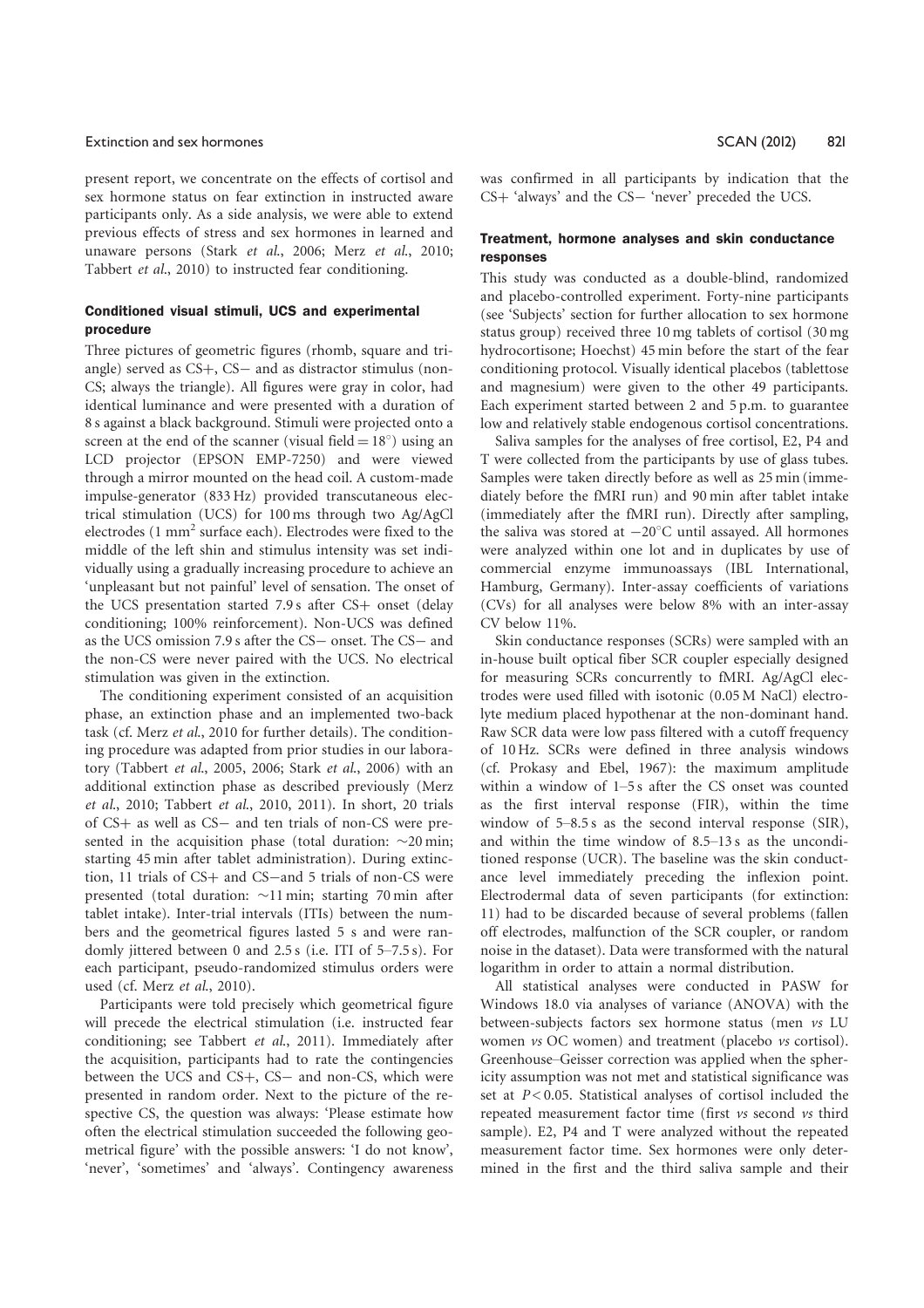present report, we concentrate on the effects of cortisol and sex hormone status on fear extinction in instructed aware participants only. As a side analysis, we were able to extend previous effects of stress and sex hormones in learned and unaware persons (Stark *et al.*, 2006; Merz *et al.*, 2010; Tabbert *et al.*, 2010) to instructed fear conditioning.

### Conditioned visual stimuli, UCS and experimental procedure

Three pictures of geometric figures (rhomb, square and triangle) served as CS+, CS− and as distractor stimulus (non-CS; always the triangle). All figures were gray in color, had identical luminance and were presented with a duration of 8 s against a black background. Stimuli were projected onto a screen at the end of the scanner (visual field = 18°) using an LCD projector (EPSON EMP-7250) and were viewed through a mirror mounted on the head coil. A custom-made impulse-generator (833 Hz) provided transcutaneous electrical stimulation (UCS) for 100 ms through two Ag/AgCl electrodes (1 mm$^2$ surface each). Electrodes were fixed to the middle of the left shin and stimulus intensity was set individually using a gradually increasing procedure to achieve an 'unpleasant but not painful' level of sensation. The onset of the UCS presentation started 7.9 s after CS+ onset (delay conditioning; 100% reinforcement). Non-UCS was defined as the UCS omission 7.9 s after the CS−. The CS− and the non-CS were never paired with the UCS. No electrical stimulation was given in the extinction.

The conditioning experiment consisted of an acquisition phase, an extinction phase and an implemented two-back task (cf. Merz *et al.*, 2010 for further details). The conditioning procedure was adapted from prior studies in our laboratory (Tabbert *et al.*, 2005, 2006; Stark *et al.*, 2006) with an additional extinction phase as described previously (Merz *et al.*, 2010; Tabbert *et al.*, 2010, 2011). In short, 20 trials of CS+ as well as CS− and ten trials of non-CS were presented in the acquisition phase (total duration: ~20 min; starting 45 min after tablet administration). During extinction, 11 trials of CS+ and CS−and 5 trials of non-CS were presented (total duration: ~11 min; starting 70 min after tablet intake). Inter-trial intervals (ITIs) between the numbers and the geometrical figures lasted 5 s and were randomly jittered between 0 and 2.5 s (i.e. ITI of 5–7.5 s). For each participant, pseudo-randomized stimulus orders were used (cf. Merz *et al.*, 2010).

Participants were told precisely which geometrical figure will precede the electrical stimulation (i.e. instructed fear conditioning; see Tabbert *et al.*, 2011). Immediately after the acquisition, participants had to rate the contingencies between the UCS and CS+, CS− and non-CS, which were presented in random order. Next to the picture of the respective CS, the question was always: 'Please estimate how often the electrical stimulation succeeded the following geometrical figure' with the possible answers: 'I do not know', 'never', 'sometimes' and 'always'. Contingency awareness was confirmed in all participants by indication that the CS+ 'always' and the CS− 'never' preceded the UCS.

### Treatment, hormone analyses and skin conductance responses

This study was conducted as a double-blind, randomized and placebo-controlled experiment. Forty-nine participants (see 'Subjects' section for further allocation to sex hormone status group) received three 10 mg tablets of cortisol (30 mg hydrocortisone; Hoechst) 45 min before the start of the fear conditioning protocol. Visually identical placebos (tablettose and magnesium) were given to the other 49 participants. Each experiment started between 2 and 5 p.m. to guarantee low and relatively stable endogenous cortisol concentrations.

Saliva samples for the analyses of free cortisol, E2, P4 and T were collected from the participants by use of glass tubes. Samples were taken directly before as well as 25 min (immediately before the fMRI run) and 90 min after tablet intake (immediately after the fMRI run). Directly after sampling, the saliva was stored at −20°C until assayed. All hormones were analyzed within one lot and in duplicates by use of commercial enzyme immunoassays (IBL International, Hamburg, Germany). Inter-assay coefficients of variations (CVs) for all analyses were below 8% with an inter-assay CV below 11%.

Skin conductance responses (SCRs) were sampled with an in-house built optical fiber SCR coupler especially designed for measuring SCRs concurrently to fMRI. Ag/AgCl electrodes were used filled with isotonic (0.05 M NaCl) electrolyte medium placed hypothenar at the non-dominant hand. Raw SCR data were low pass filtered with a cutoff frequency of 10 Hz. SCRs were defined in three analysis windows (cf. Prokasy and Ebel, 1967): the maximum amplitude within a window of 1–5 s after the CS onset was counted as the first interval response (FIR), within the time window of 5–8.5 s as the second interval response (SIR), and within the time window of 8.5–13 s as the unconditioned response (UCR). The baseline was the skin conductance level immediately preceding the inflexion point. Electrodermal data of seven participants (for extinction: 11) had to be discarded because of several problems (fallen off electrodes, malfunction of the SCR coupler, or random noise in the dataset). Data were transformed with the natural logarithm in order to attain a normal distribution.

All statistical analyses were conducted in PASW for Windows 18.0 via analyses of variance (ANOVA) with the between-subjects factors sex hormone status (men *vs* LU women *vs* OC women) and treatment (placebo *vs* cortisol). Greenhouse–Geisser correction was applied when the sphericity assumption was not met and statistical significance was set at $P < 0.05$. Statistical analyses of cortisol included the repeated measurement factor time (first *vs* second *vs* third sample). E2, P4 and T were analyzed without the repeated measurement factor time. Sex hormones were only determined in the first and the third saliva sample and their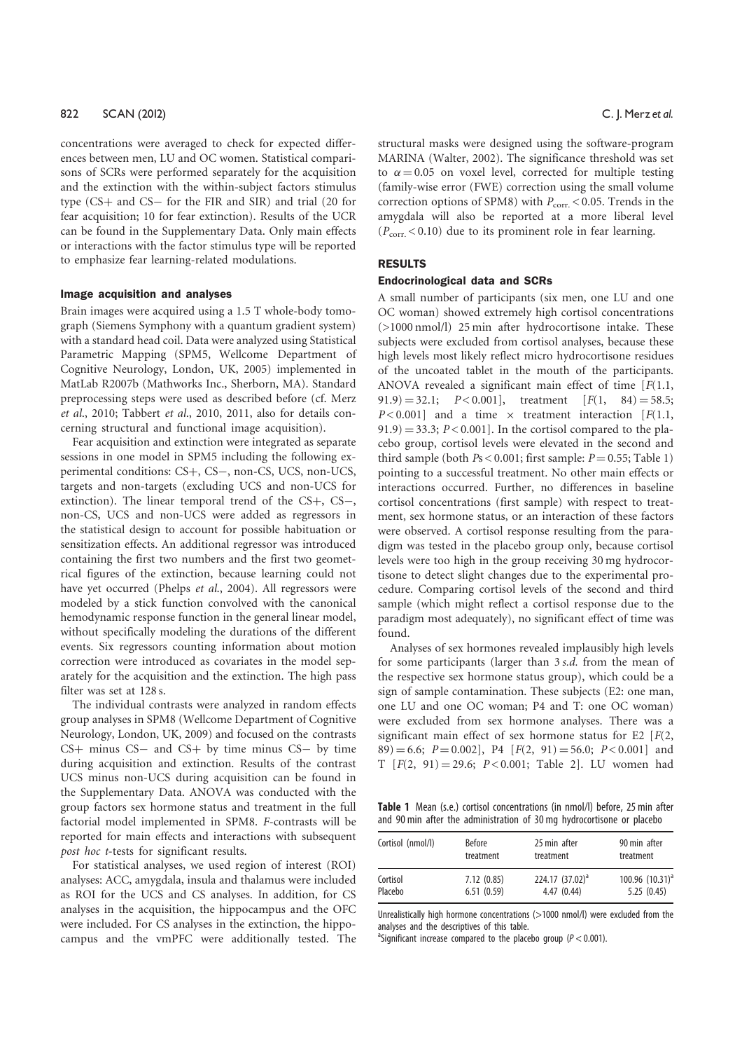concentrations were averaged to check for expected differences between men, LU and OC women. Statistical comparisons of SCRs were performed separately for the acquisition and the extinction with the within-subject factors stimulus type (CS+ and CS− for the FIR and SIR) and trial (20 for fear acquisition; 10 for fear extinction). Results of the UCR can be found in the Supplementary Data. Only main effects or interactions with the factor stimulus type will be reported to emphasize fear learning-related modulations.

### Image acquisition and analyses

Brain images were acquired using a 1.5 T whole-body tomograph (Siemens Symphony with a quantum gradient system) with a standard head coil. Data were analyzed using Statistical Parametric Mapping (SPM5, Wellcome Department of Cognitive Neurology, London, UK, 2005) implemented in MatLab R2007b (Mathworks Inc., Sherborn, MA). Standard preprocessing steps were used as described before (cf. Merz *et al.*, 2010; Tabbert *et al.*, 2010, 2011, also for details concerning structural and functional image acquisition).

Fear acquisition and extinction were integrated as separate sessions in one model in SPM5 including the following experimental conditions: CS+, CS−, non-CS, UCS, non-UCS, targets and non-targets (excluding UCS and non-UCS for extinction). The linear temporal trend of the CS+, CS−, non-CS, UCS and non-UCS were added as regressors in the statistical design to account for possible habituation or sensitization effects. An additional regressor was introduced containing the first two numbers and the first two geometrical figures of the extinction, because learning could not have yet occurred (Phelps *et al.*, 2004). All regressors were modeled by a stick function convolved with the canonical hemodynamic response function in the general linear model, without specifically modeling the durations of the different events. Six regressors counting information about motion correction were introduced as covariates in the model separately for the acquisition and the extinction. The high pass filter was set at 128 s.

The individual contrasts were analyzed in random effects group analyses in SPM8 (Wellcome Department of Cognitive Neurology, London, UK, 2009) and focused on the contrasts CS+ minus CS− and CS+ by time minus CS− by time during acquisition and extinction. Results of the contrast UCS minus non-UCS during acquisition can be found in the Supplementary Data. ANOVA was conducted with the group factors sex hormone status and treatment in the full factorial model implemented in SPM8. *F*-contrasts will be reported for main effects and interactions with subsequent *post hoc t*-tests for significant results.

For statistical analyses, we used region of interest (ROI) analyses: ACC, amygdala, insula and thalamus were included as ROI for the UCS and CS analyses. In addition, for CS analyses in the acquisition, the hippocampus and the OFC were included. For CS analyses in the extinction, the hippocampus and the vmPFC were additionally tested. The structural masks were designed using the software-program MARINA (Walter, 2002). The significance threshold was set to $\alpha = 0.05$ on voxel level, corrected for multiple testing (family-wise error (FWE) correction using the small volume correction options of SPM8) with $P_{corr.} < 0.05$. Trends in the amygdala will also be reported at a more liberal level ($P_{corr.} < 0.10$) due to its prominent role in fear learning.

## RESULTS

### Endocrinological data and SCRs

A small number of participants (six men, one LU and one OC woman) showed extremely high cortisol concentrations (>1000 nmol/l) 25 min after hydrocortisone intake. These subjects were excluded from cortisol analyses, because these high levels most likely reflect micro hydrocortisone residues of the uncoated tablet in the mouth of the participants. ANOVA revealed a significant main effect of time [$F(1.1, 91.9) = 32.1$; $P < 0.001$], treatment [$F(1, 84) = 58.5$; $P < 0.001$] and a time × treatment interaction [$F(1.1, 91.9) = 33.3$; $P < 0.001$]. In the cortisol compared to the placebo group, cortisol levels were elevated in the second and third sample (both $P\text{s} < 0.001$; first sample: $P = 0.55$; Table 1) pointing to a successful treatment. No other main effects or interactions occurred. Further, no differences in baseline cortisol concentrations (first sample) with respect to treatment, sex hormone status, or an interaction of these factors were observed. A cortisol response resulting from the paradigm was tested in the placebo group only, because cortisol levels were too high in the group receiving 30 mg hydrocortisone to detect slight changes due to the experimental procedure. Comparing cortisol levels of the second and third sample (which might reflect a cortisol response due to the paradigm most adequately), no significant effect of time was found.

Analyses of sex hormones revealed implausibly high levels for some participants (larger than 3 *s.d.* from the mean of the respective sex hormone status group), which could be a sign of sample contamination. These subjects (E2: one man, one LU and one OC woman; P4 and T: one OC woman) were excluded from sex hormone analyses. There was a significant main effect of sex hormone status for E2 [$F(2, 89) = 6.6$; $P = 0.002$], P4 [$F(2, 91) = 56.0$; $P < 0.001$] and T [$F(2, 91) = 29.6$; $P < 0.001$; Table 2]. LU women had

**Table 1** Mean (s.e.) cortisol concentrations (in nmol/l) before, 25 min after and 90 min after the administration of 30 mg hydrocortisone or placebo

| Cortisol (nmol/l) | Before treatment | 25 min after treatment | 90 min after treatment |
|---|---|---|---|
| Cortisol | 7.12 (0.85) | 224.17 (37.02)[a] | 100.96 (10.31)[a] |
| Placebo | 6.51 (0.59) | 4.47 (0.44) | 5.25 (0.45) |

Unrealistically high hormone concentrations (>1000 nmol/l) were excluded from the analyses and the descriptives of this table.
[a]Significant increase compared to the placebo group ($P < 0.001$).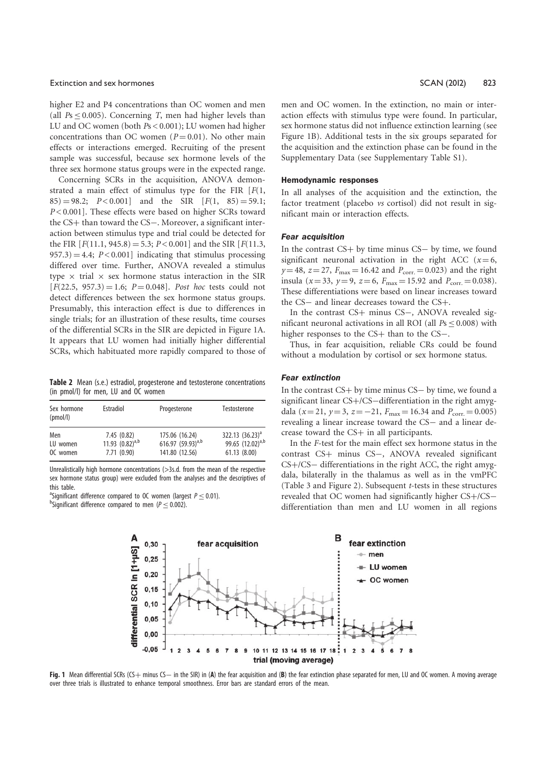higher E2 and P4 concentrations than OC women and men (all $Ps \leq 0.005$). Concerning *T*, men had higher levels than LU and OC women (both $Ps < 0.001$); LU women had higher concentrations than OC women ($P = 0.01$). No other main effects or interactions emerged. Recruiting of the present sample was successful, because sex hormone levels of the three sex hormone status groups were in the expected range.

Concerning SCRs in the acquisition, ANOVA demonstrated a main effect of stimulus type for the FIR [$F(1, 85) = 98.2$; $P < 0.001$] and the SIR [$F(1, 85) = 59.1$; $P < 0.001$]. These effects were based on higher SCRs toward the CS+ than toward the CS−. Moreover, a significant interaction between stimulus type and trial could be detected for the FIR [$F(11.1, 945.8) = 5.3$; $P < 0.001$] and the SIR [$F(11.3, 957.3) = 4.4$; $P < 0.001$] indicating that stimulus processing differed over time. Further, ANOVA revealed a stimulus type × trial × sex hormone status interaction in the SIR [$F(22.5, 957.3) = 1.6$; $P = 0.048$]. *Post hoc* tests could not detect differences between the sex hormone status groups. Presumably, this interaction effect is due to differences in single trials; for an illustration of these results, time courses of the differential SCRs in the SIR are depicted in Figure 1A. It appears that LU women had initially higher differential SCRs, which habituated more rapidly compared to those of men and OC women. In the extinction, no main or interaction effects with stimulus type were found. In particular, sex hormone status did not influence extinction learning (see Figure 1B). Additional tests in the six groups separated for the acquisition and the extinction phase can be found in the Supplementary Data (see Supplementary Table S1).

**Table 2** Mean (s.e.) estradiol, progesterone and testosterone concentrations (in pmol/l) for men, LU and OC women

| Sex hormone (pmol/l) | Estradiol | Progesterone | Testosterone |
|---|---|---|---|
| Men | 7.45 (0.82) | 175.06 (16.24) | 322.13 (36.23)[a] |
| LU women | 11.93 (0.82)[a,b] | 616.97 (59.93)[a,b] | 99.65 (12.02)[a,b] |
| OC women | 7.71 (0.90) | 141.80 (12.56) | 61.13 (8.00) |

Unrealistically high hormone concentrations (>3s.d. from the mean of the respective sex hormone status group) were excluded from the analyses and the descriptives of this table.
[a]Significant difference compared to OC women (largest $P \leq 0.01$).
[b]Significant difference compared to men ($P \leq 0.002$).

### Hemodynamic responses

In all analyses of the acquisition and the extinction, the factor treatment (placebo *vs* cortisol) did not result in significant main or interaction effects.

#### *Fear acquisition*

In the contrast CS+ by time minus CS− by time, we found significant neuronal activation in the right ACC ($x = 6$, $y = 48$, $z = 27$, $F_{max} = 16.42$ and $P_{corr.} = 0.023$) and the right insula ($x = 33$, $y = 9$, $z = 6$, $F_{max} = 15.92$ and $P_{corr.} = 0.038$). These differentiations were based on linear increases toward the CS− and linear decreases toward the CS+.

In the contrast CS+ minus CS−, ANOVA revealed significant neuronal activations in all ROI (all $Ps \leq 0.008$) with higher responses to the CS+ than to the CS−.

Thus, in fear acquisition, reliable CRs could be found without a modulation by cortisol or sex hormone status.

#### *Fear extinction*

In the contrast CS+ by time minus CS− by time, we found a significant linear CS+/CS−differentiation in the right amygdala ($x = 21$, $y = 3$, $z = -21$, $F_{max} = 16.34$ and $P_{corr.} = 0.005$) revealing a linear increase toward the CS− and a linear decrease toward the CS+ in all participants.

In the *F*-test for the main effect sex hormone status in the contrast CS+ minus CS−, ANOVA revealed significant CS+/CS− differentiations in the right ACC, the right amygdala, bilaterally in the thalamus as well as in the vmPFC (Table 3 and Figure 2). Subsequent *t*-tests in these structures revealed that OC women had significantly higher CS+/CS− differentiation than men and LU women in all regions

**Fig. 1** Mean differential SCRs (CS+ minus CS− in the SIR) in (**A**) the fear acquisition and (**B**) the fear extinction phase separated for men, LU and OC women. A moving average over three trials is illustrated to enhance temporal smoothness. Error bars are standard errors of the mean.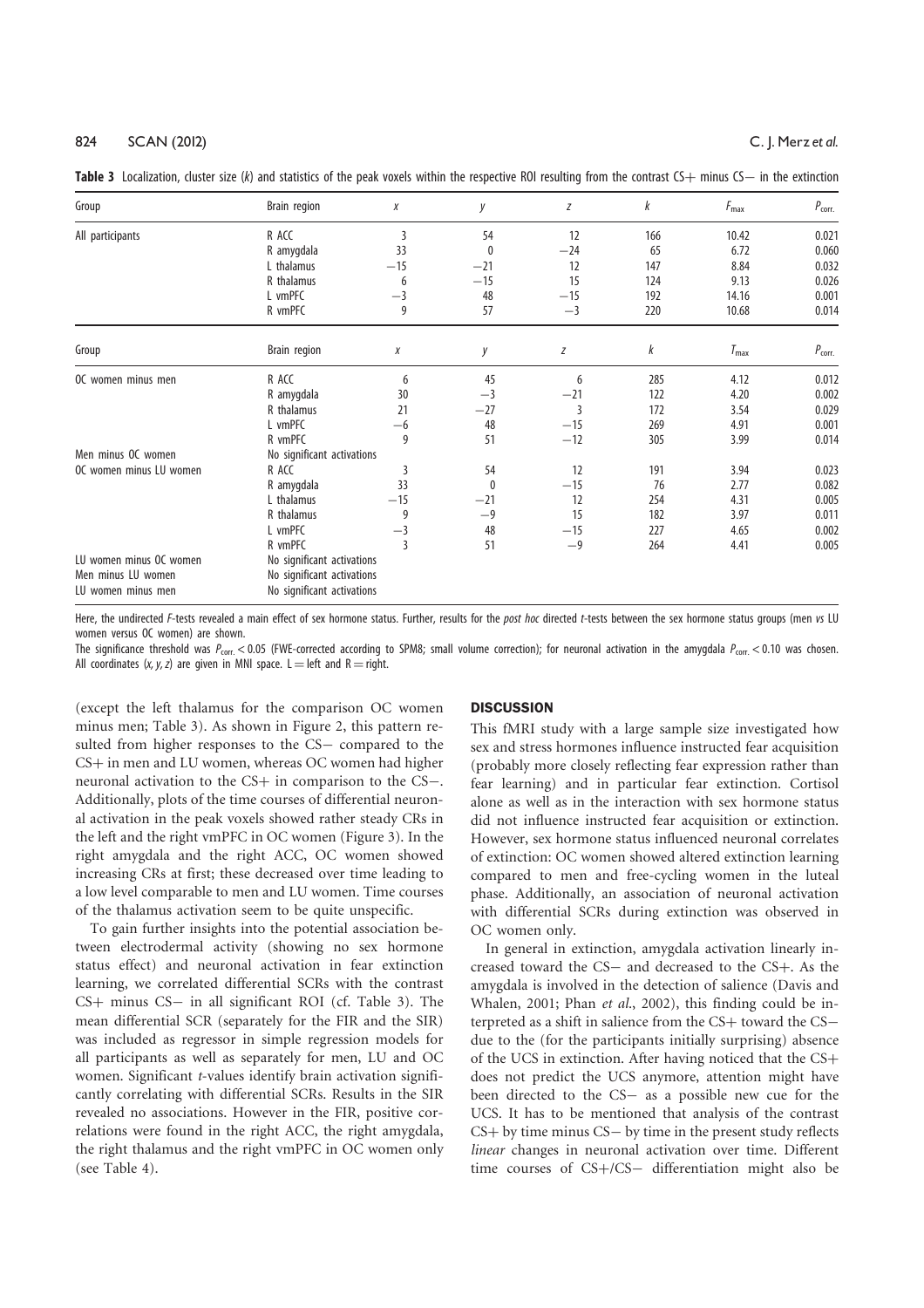**Table 3** Localization, cluster size (*k*) and statistics of the peak voxels within the respective ROI resulting from the contrast CS+ minus CS− in the extinction

| Group | Brain region | *x* | *y* | *z* | *k* | $F_{max}$ | $P_{corr.}$ |
|---|---|---|---|---|---|---|---|
| All participants | R ACC | 3 | 54 | 12 | 166 | 10.42 | 0.021 |
| | R amygdala | 33 | 0 | −24 | 65 | 6.72 | 0.060 |
| | L thalamus | −15 | −21 | 12 | 147 | 8.84 | 0.032 |
| | R thalamus | 6 | −15 | 15 | 124 | 9.13 | 0.026 |
| | L vmPFC | −3 | 48 | −15 | 192 | 14.16 | 0.001 |
| | R vmPFC | 9 | 57 | −3 | 220 | 10.68 | 0.014 |
| **Group** | **Brain region** | ***x*** | ***y*** | ***z*** | ***k*** | $T_{max}$ | $P_{corr.}$ |
| OC women minus men | R ACC | 6 | 45 | 6 | 285 | 4.12 | 0.012 |
| | R amygdala | 30 | −3 | −21 | 122 | 4.20 | 0.002 |
| | R thalamus | 21 | −27 | 3 | 172 | 3.54 | 0.029 |
| | L vmPFC | −6 | 48 | −15 | 269 | 4.91 | 0.001 |
| | R vmPFC | 9 | 51 | −12 | 305 | 3.99 | 0.014 |
| Men minus OC women | No significant activations | | | | | | |
| OC women minus LU women | R ACC | 3 | 54 | 12 | 191 | 3.94 | 0.023 |
| | R amygdala | 33 | 0 | −15 | 76 | 2.77 | 0.082 |
| | L thalamus | −15 | −21 | 12 | 254 | 4.31 | 0.005 |
| | R thalamus | 9 | −9 | 15 | 182 | 3.97 | 0.011 |
| | L vmPFC | −3 | 48 | −15 | 227 | 4.65 | 0.002 |
| | R vmPFC | 3 | 51 | −9 | 264 | 4.41 | 0.005 |
| LU women minus OC women | No significant activations | | | | | | |
| Men minus LU women | No significant activations | | | | | | |
| LU women minus men | No significant activations | | | | | | |

Here, the undirected *F*-tests revealed a main effect of sex hormone status. Further, results for the *post hoc* directed *t*-tests between the sex hormone status groups (men *vs* LU women versus OC women) are shown.

The significance threshold was $P_{corr.} < 0.05$ (FWE-corrected according to SPM8; small volume correction); for neuronal activation in the amygdala $P_{corr.} < 0.10$ was chosen. All coordinates (*x, y, z*) are given in MNI space. L = left and R = right.

(except the left thalamus for the comparison OC women minus men; Table 3). As shown in Figure 2, this pattern resulted from higher responses to the CS− compared to the CS+ in men and LU women, whereas OC women had higher neuronal activation to the CS+ in comparison to the CS−. Additionally, plots of the time courses of differential neuronal activation in the peak voxels showed rather steady CRs in the left and the right vmPFC in OC women (Figure 3). In the right amygdala and the right ACC, OC women showed increasing CRs at first; these decreased over time leading to a low level comparable to men and LU women. Time courses of the thalamus activation seem to be quite unspecific.

To gain further insights into the potential association between electrodermal activity (showing no sex hormone status effect) and neuronal activation in fear extinction learning, we correlated differential SCRs with the contrast CS+ minus CS− in all significant ROI (cf. Table 3). The mean differential SCR (separately for the FIR and the SIR) was included as regressor in simple regression models for all participants as well as separately for men, LU and OC women. Significant *t*-values identify brain activation significantly correlating with differential SCRs. Results in the SIR revealed no associations. However in the FIR, positive correlations were found in the right ACC, the right amygdala, the right thalamus and the right vmPFC in OC women only (see Table 4).

## DISCUSSION

This fMRI study with a large sample size investigated how sex and stress hormones influence instructed fear acquisition (probably more closely reflecting fear expression rather than fear learning) and in particular fear extinction. Cortisol alone as well as in the interaction with sex hormone status did not influence instructed fear acquisition or extinction. However, sex hormone status influenced neuronal correlates of extinction: OC women showed altered extinction learning compared to men and free-cycling women in the luteal phase. Additionally, an association of neuronal activation with differential SCRs during extinction was observed in OC women only.

In general in extinction, amygdala activation linearly increased toward the CS− and decreased to the CS+. As the amygdala is involved in the detection of salience (Davis and Whalen, 2001; Phan *et al.*, 2002), this finding could be interpreted as a shift in salience from the CS+ toward the CS− due to the (for the participants initially surprising) absence of the UCS in extinction. After having noticed that the CS+ does not predict the UCS anymore, attention might have been directed to the CS− as a possible new cue for the UCS. It has to be mentioned that analysis of the contrast CS+ by time minus CS− by time in the present study reflects *linear* changes in neuronal activation over time. Different time courses of CS+/CS− differentiation might also be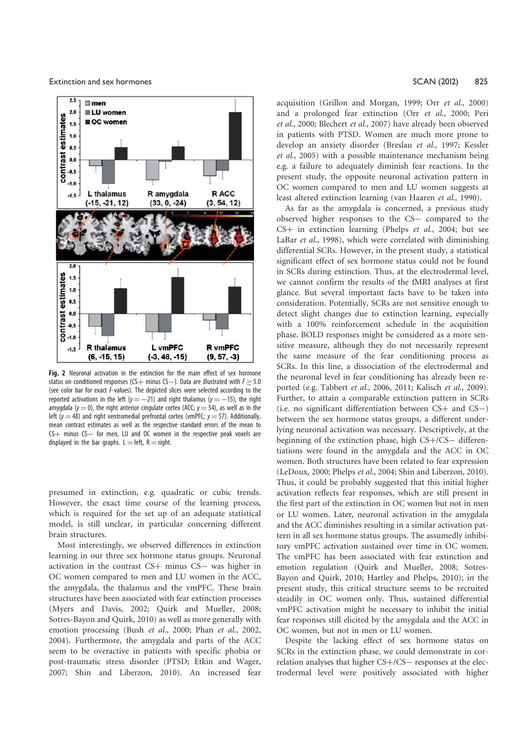**Fig. 2** Neuronal activation in the extinction for the main effect of sex hormone status on conditioned responses (CS+ minus CS−). Data are illustrated with $F \geq 5.0$ (see color bar for exact *F*-values). The depicted slices were selected according to the reported activations in the left ($y = -21$) and right thalamus ($y = -15$), the right amygdala ($y = 0$), the right anterior cingulate cortex (ACC; $y = 54$), as well as in the left ($y = 48$) and right ventromedial prefrontal cortex (vmPFC; $y = 57$). Additionally, mean contrast estimates as well as the respective standard errors of the mean to CS+ minus CS− for men, LU and OC women in the respective peak voxels are displayed in the bar graphs. L = left, R = right.

presumed in extinction, e.g. quadratic or cubic trends. However, the exact time course of the learning process, which is required for the set up of an adequate statistical model, is still unclear, in particular concerning different brain structures.

Most interestingly, we observed differences in extinction learning in our three sex hormone status groups. Neuronal activation in the contrast CS+ minus CS− was higher in OC women compared to men and LU women in the ACC, the amygdala, the thalamus and the vmPFC. These brain structures have been associated with fear extinction processes (Myers and Davis, 2002; Quirk and Mueller, 2008; Sotres-Bayon and Quirk, 2010) as well as more generally with emotion processing (Bush *et al.*, 2000; Phan *et al.*, 2002, 2004). Furthermore, the amygdala and parts of the ACC seem to be overactive in patients with specific phobia or post-traumatic stress disorder (PTSD; Etkin and Wager, 2007; Shin and Liberzon, 2010). An increased fear acquisition (Grillon and Morgan, 1999; Orr *et al.*, 2000) and a prolonged fear extinction (Orr *et al.*, 2000; Peri *et al.*, 2000; Blechert *et al.*, 2007) have already been observed in patients with PTSD. Women are much more prone to develop an anxiety disorder (Breslau *et al.*, 1997; Kessler *et al.*, 2005) with a possible maintenance mechanism being e.g. a failure to adequately diminish fear reactions. In the present study, the opposite neuronal activation pattern in OC women compared to men and LU women suggests at least altered extinction learning (van Haaren *et al.*, 1990).

As far as the amygdala is concerned, a previous study observed higher responses to the CS− compared to the CS+ in extinction learning (Phelps *et al.*, 2004; but see LaBar *et al.*, 1998), which were correlated with diminishing differential SCRs. However, in the present study, a statistical significant effect of sex hormone status could not be found in the SCRs during extinction. Thus, at the electrodermal level, we cannot confirm the results of the fMRI analyses at first glance. But several important facts have to be taken into consideration. Potentially, SCRs are not sensitive enough to detect slight changes due to extinction learning, especially with a 100% reinforcement schedule in the acquisition phase. BOLD responses might be considered as a more sensitive measure, although they do not necessarily represent the same measure of the fear conditioning process as SCRs. In this line, a dissociation of the electrodermal and the neuronal level in fear conditioning has already been reported (e.g. Tabbert *et al.*, 2006, 2011; Kalisch *et al.*, 2009). Further, to attain a comparable extinction pattern in SCRs (i.e. no significant differentiation between CS+ and CS−) between the sex hormone status groups, a different underlying neuronal activation was necessary. Descriptively, at the beginning of the extinction phase, high CS+/CS− differentiations were found in the amygdala and the ACC in OC women. Both structures have been related to fear expression (LeDoux, 2000; Phelps *et al.*, 2004; Shin and Liberzon, 2010). Thus, it could be probably suggested that this initial higher activation reflects fear responses, which are still present in the first part of the extinction in OC women but not in men or LU women. Later, neuronal activation in the amygdala and the ACC diminishes resulting in a similar activation pattern in all sex hormone status groups. The assumedly inhibitory vmPFC activation sustained over time in OC women. The vmPFC has been associated with fear extinction and emotion regulation (Quirk and Mueller, 2008; Sotres-Bayon and Quirk, 2010; Hartley and Phelps, 2010); in the present study, this critical structure seems to be recruited steadily in OC women only. Thus, sustained differential vmPFC activation might be necessary to inhibit the initial fear responses still elicited by the amygdala and the ACC in OC women, but not in men or LU women.

Despite the lacking effect of sex hormone status on SCRs in the extinction phase, we could demonstrate in correlation analyses that higher CS+/CS− responses at the electrodermal level were positively associated with higher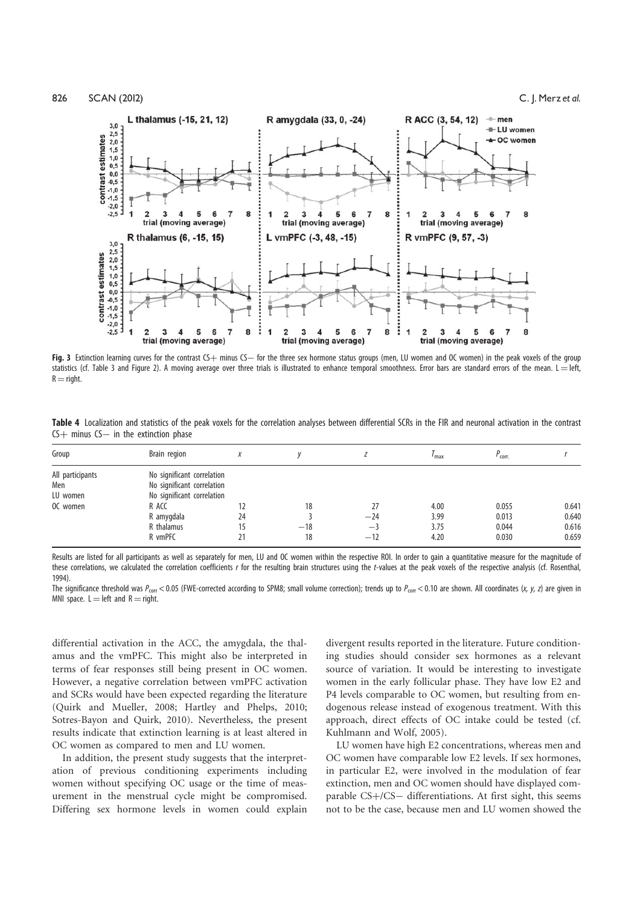**Fig. 3** Extinction learning curves for the contrast CS+ minus CS− for the three sex hormone status groups (men, LU women and OC women) in the peak voxels of the group statistics (cf. Table 3 and Figure 2). A moving average over three trials is illustrated to enhance temporal smoothness. Error bars are standard errors of the mean. L = left, R = right.

**Table 4** Localization and statistics of the peak voxels for the correlation analyses between differential SCRs in the FIR and neuronal activation in the contrast CS+ minus CS− in the extinction phase

| Group | Brain region | $x$ | $y$ | $z$ | $T_{max}$ | $P_{corr.}$ | $r$ |
|---|---|---|---|---|---|---|---|
| All participants | No significant correlation | | | | | | |
| Men | No significant correlation | | | | | | |
| LU women | No significant correlation | | | | | | |
| OC women | R ACC | 12 | 18 | 27 | 4.00 | 0.055 | 0.641 |
| | R amygdala | 24 | 3 | −24 | 3.99 | 0.013 | 0.640 |
| | R thalamus | 15 | −18 | −3 | 3.75 | 0.044 | 0.616 |
| | R vmPFC | 21 | 18 | −12 | 4.20 | 0.030 | 0.659 |

Results are listed for all participants as well as separately for men, LU and OC women within the respective ROI. In order to gain a quantitative measure for the magnitude of these correlations, we calculated the correlation coefficients $r$ for the resulting brain structures using the $t$-values at the peak voxels of the respective analysis (cf. Rosenthal, 1994).

The significance threshold was $P_{corr} < 0.05$ (FWE-corrected according to SPM8; small volume correction); trends up to $P_{corr} < 0.10$ are shown. All coordinates ($x$, $y$, $z$) are given in MNI space. L = left and R = right.

differential activation in the ACC, the amygdala, the thalamus and the vmPFC. This might also be interpreted in terms of fear responses still being present in OC women. However, a negative correlation between vmPFC activation and SCRs would have been expected regarding the literature (Quirk and Mueller, 2008; Hartley and Phelps, 2010; Sotres-Bayon and Quirk, 2010). Nevertheless, the present results indicate that extinction learning is at least altered in OC women as compared to men and LU women.

In addition, the present study suggests that the interpretation of previous conditioning experiments including women without specifying OC usage or the time of measurement in the menstrual cycle might be compromised. Differing sex hormone levels in women could explain divergent results reported in the literature. Future conditioning studies should consider sex hormones as a relevant source of variation. It would be interesting to investigate women in the early follicular phase. They have low E2 and P4 levels comparable to OC women, but resulting from endogenous release instead of exogenous treatment. With this approach, direct effects of OC intake could be tested (cf. Kuhlmann and Wolf, 2005).

LU women have high E2 concentrations, whereas men and OC women have comparable low E2 levels. If sex hormones, in particular E2, were involved in the modulation of fear extinction, men and OC women should have displayed comparable CS+/CS− differentiations. At first sight, this seems not to be the case, because men and LU women showed the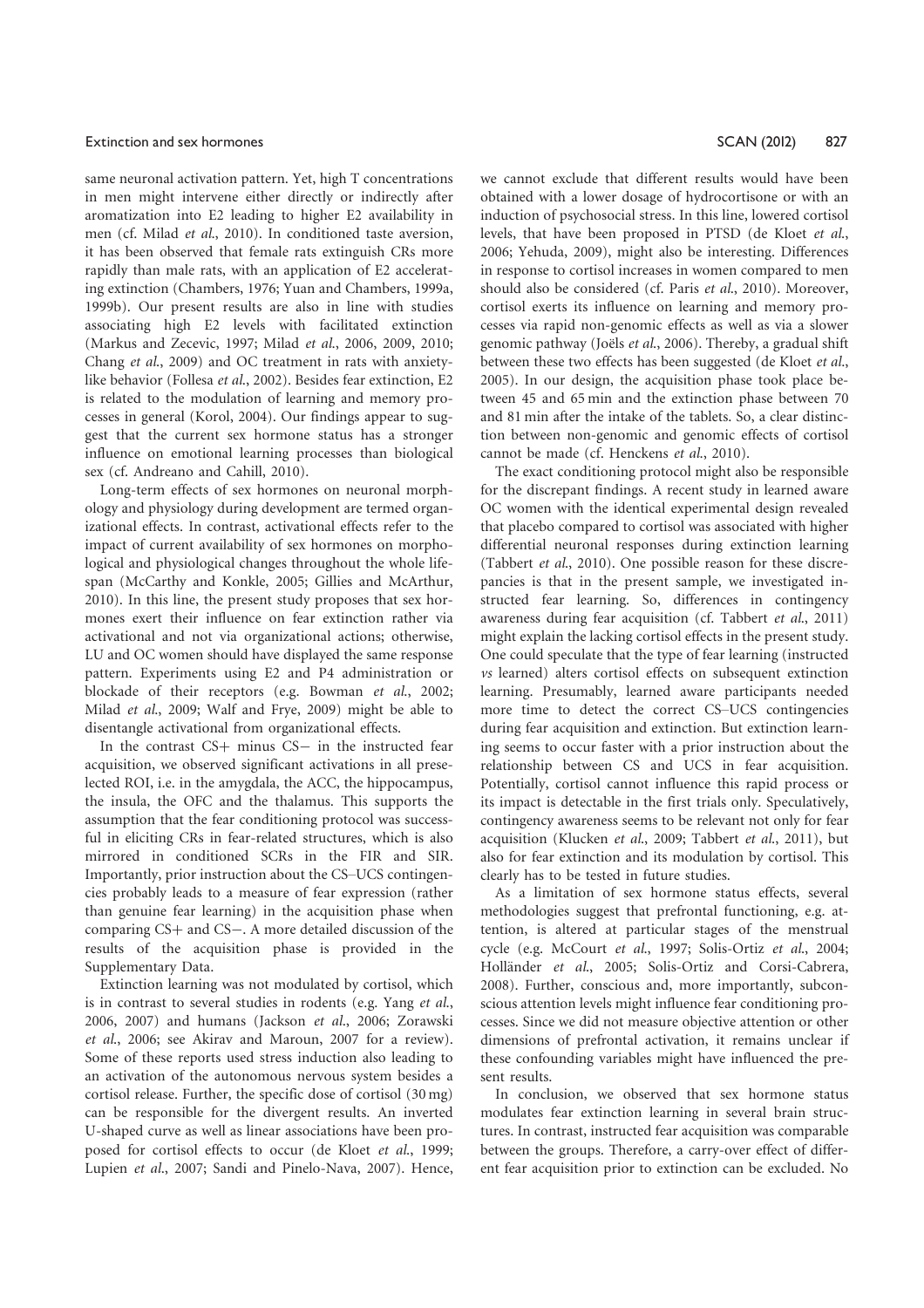same neuronal activation pattern. Yet, high T concentrations in men might intervene either directly or indirectly after aromatization into E2 leading to higher E2 availability in men (cf. Milad *et al*., 2010). In conditioned taste aversion, it has been observed that female rats extinguish CRs more rapidly than male rats, with an application of E2 accelerating extinction (Chambers, 1976; Yuan and Chambers, 1999a, 1999b). Our present results are also in line with studies associating high E2 levels with facilitated extinction (Markus and Zecevic, 1997; Milad *et al*., 2006, 2009, 2010; Chang *et al*., 2009) and OC treatment in rats with anxiety-like behavior (Follesa *et al*., 2002). Besides fear extinction, E2 is related to the modulation of learning and memory processes in general (Korol, 2004). Our findings appear to suggest that the current sex hormone status has a stronger influence on emotional learning processes than biological sex (cf. Andreano and Cahill, 2010).

Long-term effects of sex hormones on neuronal morphology and physiology during development are termed organizational effects. In contrast, activational effects refer to the impact of current availability of sex hormones on morphological and physiological changes throughout the whole lifespan (McCarthy and Konkle, 2005; Gillies and McArthur, 2010). In this line, the present study proposes that sex hormones exert their influence on fear extinction rather via activational and not via organizational actions; otherwise, LU and OC women should have displayed the same response pattern. Experiments using E2 and P4 administration or blockade of their receptors (e.g. Bowman *et al*., 2002; Milad *et al*., 2009; Walf and Frye, 2009) might be able to disentangle activational from organizational effects.

In the contrast CS+ minus CS− in the instructed fear acquisition, we observed significant activations in all preselected ROI, i.e. in the amygdala, the ACC, the hippocampus, the insula, the OFC and the thalamus. This supports the assumption that the fear conditioning protocol was successful in eliciting CRs in fear-related structures, which is also mirrored in conditioned SCRs in the FIR and SIR. Importantly, prior instruction about the CS–UCS contingencies probably leads to a measure of fear expression (rather than genuine fear learning) in the acquisition phase when comparing CS+ and CS−. A more detailed discussion of the results of the acquisition phase is provided in the Supplementary Data.

Extinction learning was not modulated by cortisol, which is in contrast to several studies in rodents (e.g. Yang *et al*., 2006, 2007) and humans (Jackson *et al*., 2006; Zorawski *et al*., 2006; see Akirav and Maroun, 2007 for a review). Some of these reports used stress induction also leading to an activation of the autonomous nervous system besides a cortisol release. Further, the specific dose of cortisol (30 mg) can be responsible for the divergent results. An inverted U-shaped curve as well as linear associations have been proposed for cortisol effects to occur (de Kloet *et al*., 1999; Lupien *et al*., 2007; Sandi and Pinelo-Nava, 2007). Hence, we cannot exclude that different results would have been obtained with a lower dosage of hydrocortisone or with an induction of psychosocial stress. In this line, lowered cortisol levels, that have been proposed in PTSD (de Kloet *et al*., 2006; Yehuda, 2009), might also be interesting. Differences in response to cortisol increases in women compared to men should also be considered (cf. Paris *et al*., 2010). Moreover, cortisol exerts its influence on learning and memory processes via rapid non-genomic effects as well as via a slower genomic pathway (Joëls *et al*., 2006). Thereby, a gradual shift between these two effects has been suggested (de Kloet *et al*., 2005). In our design, the acquisition phase took place between 45 and 65 min and the extinction phase between 70 and 81 min after the intake of the tablets. So, a clear distinction between non-genomic and genomic effects of cortisol cannot be made (cf. Henckens *et al*., 2010).

The exact conditioning protocol might also be responsible for the discrepant findings. A recent study in learned aware OC women with the identical experimental design revealed that placebo compared to cortisol was associated with higher differential neuronal responses during extinction learning (Tabbert *et al*., 2010). One possible reason for these discrepancies is that in the present sample, we investigated instructed fear learning. So, differences in contingency awareness during fear acquisition (cf. Tabbert *et al*., 2011) might explain the lacking cortisol effects in the present study. One could speculate that the type of fear learning (instructed *vs* learned) alters cortisol effects on subsequent extinction learning. Presumably, learned aware participants needed more time to detect the correct CS–UCS contingencies during fear acquisition and extinction. But extinction learning seems to occur faster with a prior instruction about the relationship between CS and UCS in fear acquisition. Potentially, cortisol cannot influence this rapid process or its impact is detectable in the first trials only. Speculatively, contingency awareness seems to be relevant not only for fear acquisition (Klucken *et al*., 2009; Tabbert *et al*., 2011), but also for fear extinction and its modulation by cortisol. This clearly has to be tested in future studies.

As a limitation of sex hormone status effects, several methodologies suggest that prefrontal functioning, e.g. attention, is altered at particular stages of the menstrual cycle (e.g. McCourt *et al*., 1997; Solis-Ortiz *et al*., 2004; Holländer *et al*., 2005; Solis-Ortiz and Corsi-Cabrera, 2008). Further, conscious and, more importantly, subconscious attention levels might influence fear conditioning processes. Since we did not measure objective attention or other dimensions of prefrontal activation, it remains unclear if these confounding variables might have influenced the present results.

In conclusion, we observed that sex hormone status modulates fear extinction learning in several brain structures. In contrast, instructed fear acquisition was comparable between the groups. Therefore, a carry-over effect of different fear acquisition prior to extinction can be excluded. No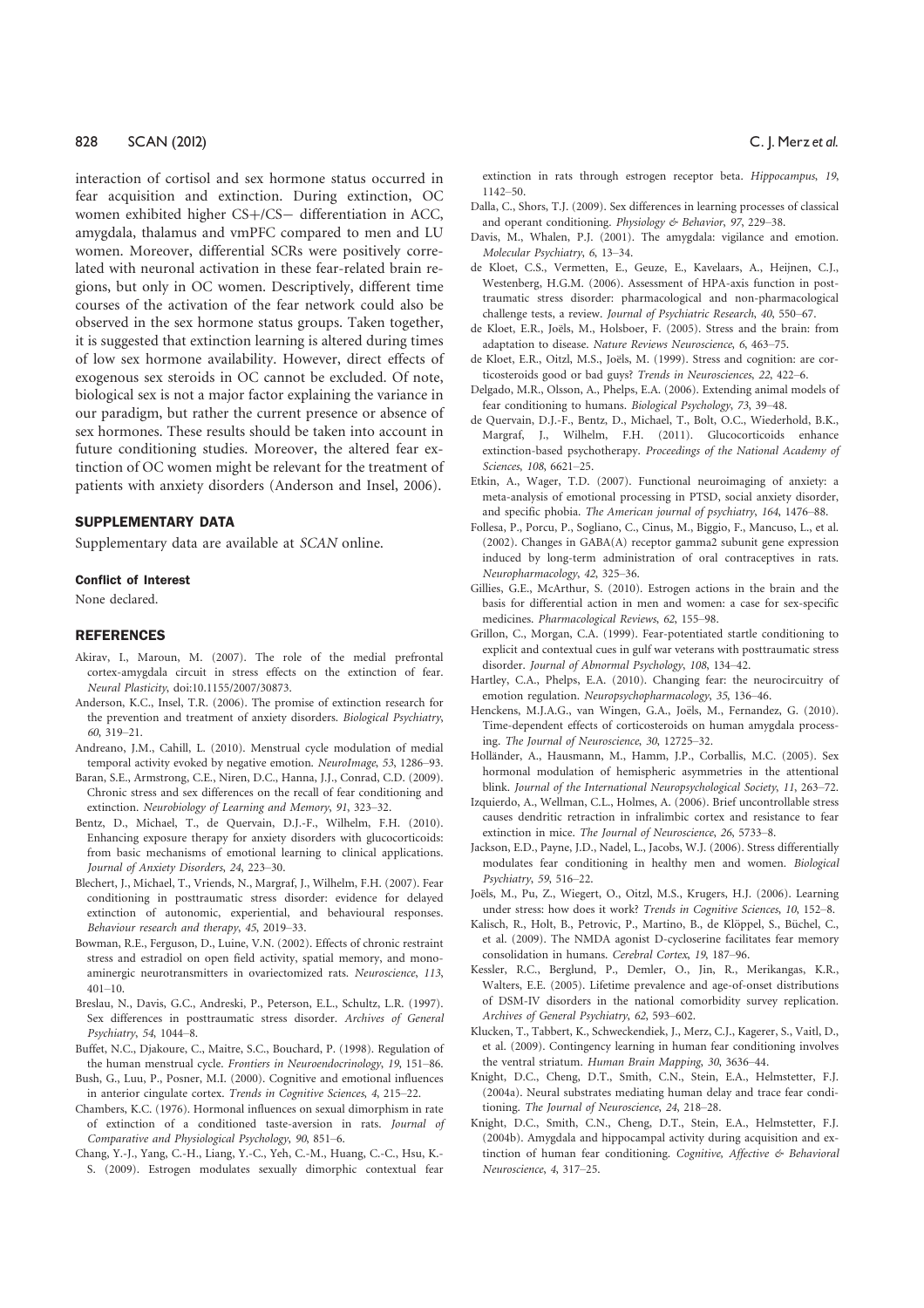interaction of cortisol and sex hormone status occurred in fear acquisition and extinction. During extinction, OC women exhibited higher CS+/CS− differentiation in ACC, amygdala, thalamus and vmPFC compared to men and LU women. Moreover, differential SCRs were positively correlated with neuronal activation in these fear-related brain regions, but only in OC women. Descriptively, different time courses of the activation of the fear network could also be observed in the sex hormone status groups. Taken together, it is suggested that extinction learning is altered during times of low sex hormone availability. However, direct effects of exogenous sex steroids in OC cannot be excluded. Of note, biological sex is not a major factor explaining the variance in our paradigm, but rather the current presence or absence of sex hormones. These results should be taken into account in future conditioning studies. Moreover, the altered fear extinction of OC women might be relevant for the treatment of patients with anxiety disorders (Anderson and Insel, 2006).

## SUPPLEMENTARY DATA

Supplementary data are available at *SCAN* online.

### Conflict of Interest

None declared.

## REFERENCES

Akirav, I., Maroun, M. (2007). The role of the medial prefrontal cortex-amygdala circuit in stress effects on the extinction of fear. *Neural Plasticity*, doi:10.1155/2007/30873.

Anderson, K.C., Insel, T.R. (2006). The promise of extinction research for the prevention and treatment of anxiety disorders. *Biological Psychiatry*, *60*, 319–21.

Andreano, J.M., Cahill, L. (2010). Menstrual cycle modulation of medial temporal activity evoked by negative emotion. *NeuroImage*, *53*, 1286–93.

Baran, S.E., Armstrong, C.E., Niren, D.C., Hanna, J.J., Conrad, C.D. (2009). Chronic stress and sex differences on the recall of fear conditioning and extinction. *Neurobiology of Learning and Memory*, *91*, 323–32.

Bentz, D., Michael, T., de Quervain, D.J.-F., Wilhelm, F.H. (2010). Enhancing exposure therapy for anxiety disorders with glucocorticoids: from basic mechanisms of emotional learning to clinical applications. *Journal of Anxiety Disorders*, *24*, 223–30.

Blechert, J., Michael, T., Vriends, N., Margraf, J., Wilhelm, F.H. (2007). Fear conditioning in posttraumatic stress disorder: evidence for delayed extinction of autonomic, experiential, and behavioural responses. *Behaviour research and therapy*, *45*, 2019–33.

Bowman, R.E., Ferguson, D., Luine, V.N. (2002). Effects of chronic restraint stress and estradiol on open field activity, spatial memory, and monoaminergic neurotransmitters in ovariectomized rats. *Neuroscience*, *113*, 401–10.

Breslau, N., Davis, G.C., Andreski, P., Peterson, E.L., Schultz, L.R. (1997). Sex differences in posttraumatic stress disorder. *Archives of General Psychiatry*, *54*, 1044–8.

Buffet, N.C., Djakoure, C., Maitre, S.C., Bouchard, P. (1998). Regulation of the human menstrual cycle. *Frontiers in Neuroendocrinology*, *19*, 151–86.

Bush, G., Luu, P., Posner, M.I. (2000). Cognitive and emotional influences in anterior cingulate cortex. *Trends in Cognitive Sciences*, *4*, 215–22.

Chambers, K.C. (1976). Hormonal influences on sexual dimorphism in rate of extinction of a conditioned taste-aversion in rats. *Journal of Comparative and Physiological Psychology*, *90*, 851–6.

Chang, Y.-J., Yang, C.-H., Liang, Y.-C., Yeh, C.-M., Huang, C.-C., Hsu, K.-S. (2009). Estrogen modulates sexually dimorphic contextual fear extinction in rats through estrogen receptor beta. *Hippocampus*, *19*, 1142–50.

Dalla, C., Shors, T.J. (2009). Sex differences in learning processes of classical and operant conditioning. *Physiology & Behavior*, *97*, 229–38.

Davis, M., Whalen, P.J. (2001). The amygdala: vigilance and emotion. *Molecular Psychiatry*, *6*, 13–34.

de Kloet, C.S., Vermetten, E., Geuze, E., Kavelaars, A., Heijnen, C.J., Westenberg, H.G.M. (2006). Assessment of HPA-axis function in posttraumatic stress disorder: pharmacological and non-pharmacological challenge tests, a review. *Journal of Psychiatric Research*, *40*, 550–67.

de Kloet, E.R., Joëls, M., Holsboer, F. (2005). Stress and the brain: from adaptation to disease. *Nature Reviews Neuroscience*, *6*, 463–75.

de Kloet, E.R., Oitzl, M.S., Joëls, M. (1999). Stress and cognition: are corticosteroids good or bad guys? *Trends in Neurosciences*, *22*, 422–6.

Delgado, M.R., Olsson, A., Phelps, E.A. (2006). Extending animal models of fear conditioning to humans. *Biological Psychology*, *73*, 39–48.

de Quervain, D.J.-F., Bentz, D., Michael, T., Bolt, O.C., Wiederhold, B.K., Margraf, J., Wilhelm, F.H. (2011). Glucocorticoids enhance extinction-based psychotherapy. *Proceedings of the National Academy of Sciences*, *108*, 6621–25.

Etkin, A., Wager, T.D. (2007). Functional neuroimaging of anxiety: a meta-analysis of emotional processing in PTSD, social anxiety disorder, and specific phobia. *The American journal of psychiatry*, *164*, 1476–88.

Follesa, P., Porcu, P., Sogliano, C., Cinus, M., Biggio, F., Mancuso, L., et al. (2002). Changes in GABA(A) receptor gamma2 subunit gene expression induced by long-term administration of oral contraceptives in rats. *Neuropharmacology*, *42*, 325–36.

Gillies, G.E., McArthur, S. (2010). Estrogen actions in the brain and the basis for differential action in men and women: a case for sex-specific medicines. *Pharmacological Reviews*, *62*, 155–98.

Grillon, C., Morgan, C.A. (1999). Fear-potentiated startle conditioning to explicit and contextual cues in gulf war veterans with posttraumatic stress disorder. *Journal of Abnormal Psychology*, *108*, 134–42.

Hartley, C.A., Phelps, E.A. (2010). Changing fear: the neurocircuitry of emotion regulation. *Neuropsychopharmacology*, *35*, 136–46.

Henckens, M.J.A.G., van Wingen, G.A., Joëls, M., Fernandez, G. (2010). Time-dependent effects of corticosteroids on human amygdala processing. *The Journal of Neuroscience*, *30*, 12725–32.

Holländer, A., Hausmann, M., Hamm, J.P., Corballis, M.C. (2005). Sex hormonal modulation of hemispheric asymmetries in the attentional blink. *Journal of the International Neuropsychological Society*, *11*, 263–72.

Izquierdo, A., Wellman, C.L., Holmes, A. (2006). Brief uncontrollable stress causes dendritic retraction in infralimbic cortex and resistance to fear extinction in mice. *The Journal of Neuroscience*, *26*, 5733–8.

Jackson, E.D., Payne, J.D., Nadel, L., Jacobs, W.J. (2006). Stress differentially modulates fear conditioning in healthy men and women. *Biological Psychiatry*, *59*, 516–22.

Joëls, M., Pu, Z., Wiegert, O., Oitzl, M.S., Krugers, H.J. (2006). Learning under stress: how does it work? *Trends in Cognitive Sciences*, *10*, 152–8.

Kalisch, R., Holt, B., Petrovic, P., Martino, B., de Klöppel, S., Büchel, C., et al. (2009). The NMDA agonist D-cycloserine facilitates fear memory consolidation in humans. *Cerebral Cortex*, *19*, 187–96.

Kessler, R.C., Berglund, P., Demler, O., Jin, R., Merikangas, K.R., Walters, E.E. (2005). Lifetime prevalence and age-of-onset distributions of DSM-IV disorders in the national comorbidity survey replication. *Archives of General Psychiatry*, *62*, 593–602.

Klucken, T., Tabbert, K., Schweckendiek, J., Merz, C.J., Kagerer, S., Vaitl, D., et al. (2009). Contingency learning in human fear conditioning involves the ventral striatum. *Human Brain Mapping*, *30*, 3636–44.

Knight, D.C., Cheng, D.T., Smith, C.N., Stein, E.A., Helmstetter, F.J. (2004a). Neural substrates mediating human delay and trace fear conditioning. *The Journal of Neuroscience*, *24*, 218–28.

Knight, D.C., Smith, C.N., Cheng, D.T., Stein, E.A., Helmstetter, F.J. (2004b). Amygdala and hippocampal activity during acquisition and extinction of human fear conditioning. *Cognitive, Affective & Behavioral Neuroscience*, *4*, 317–25.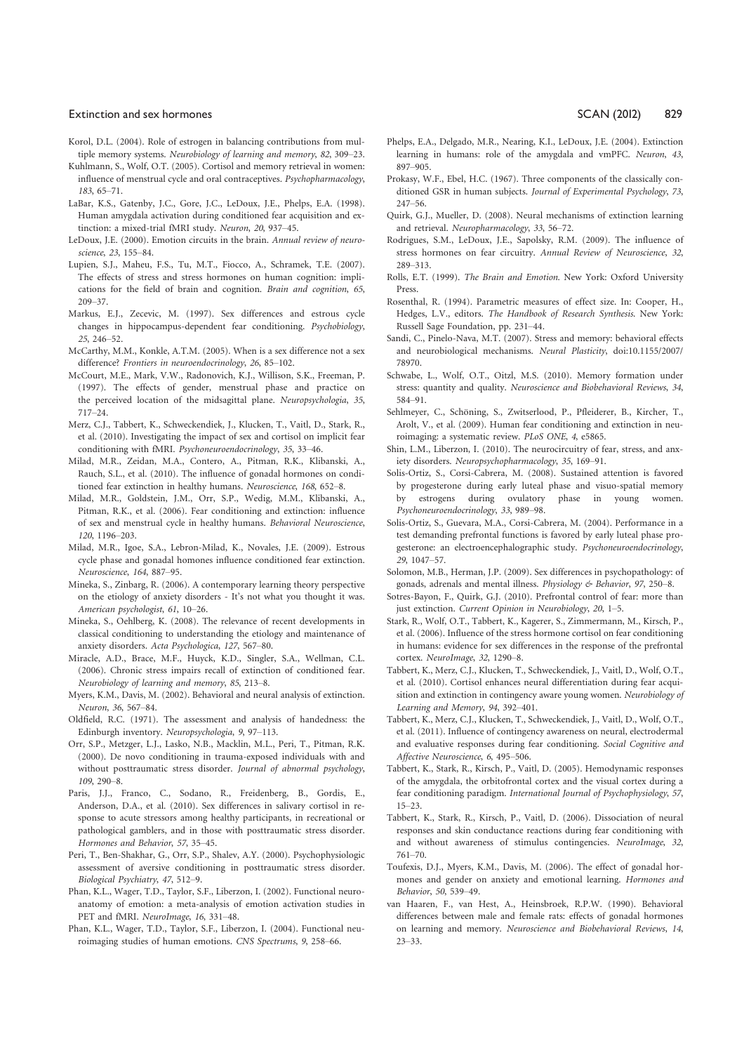Korol, D.L. (2004). Role of estrogen in balancing contributions from multiple memory systems. *Neurobiology of learning and memory*, *82*, 309–23.

Kuhlmann, S., Wolf, O.T. (2005). Cortisol and memory retrieval in women: influence of menstrual cycle and oral contraceptives. *Psychopharmacology*, *183*, 65–71.

LaBar, K.S., Gatenby, J.C., Gore, J.C., LeDoux, J.E., Phelps, E.A. (1998). Human amygdala activation during conditioned fear acquisition and extinction: a mixed-trial fMRI study. *Neuron*, *20*, 937–45.

LeDoux, J.E. (2000). Emotion circuits in the brain. *Annual review of neuroscience*, *23*, 155–84.

Lupien, S.J., Maheu, F.S., Tu, M.T., Fiocco, A., Schramek, T.E. (2007). The effects of stress and stress hormones on human cognition: implications for the field of brain and cognition. *Brain and cognition*, *65*, 209–37.

Markus, E.J., Zecevic, M. (1997). Sex differences and estrous cycle changes in hippocampus-dependent fear conditioning. *Psychobiology*, *25*, 246–52.

McCarthy, M.M., Konkle, A.T.M. (2005). When is a sex difference not a sex difference? *Frontiers in neuroendocrinology*, *26*, 85–102.

McCourt, M.E., Mark, V.W., Radonovich, K.J., Willison, S.K., Freeman, P. (1997). The effects of gender, menstrual phase and practice on the perceived location of the midsagittal plane. *Neuropsychologia*, *35*, 717–24.

Merz, C.J., Tabbert, K., Schweckendiek, J., Klucken, T., Vaitl, D., Stark, R., et al. (2010). Investigating the impact of sex and cortisol on implicit fear conditioning with fMRI. *Psychoneuroendocrinology*, *35*, 33–46.

Milad, M.R., Zeidan, M.A., Contero, A., Pitman, R.K., Klibanski, A., Rauch, S.L., et al. (2010). The influence of gonadal hormones on conditioned fear extinction in healthy humans. *Neuroscience*, *168*, 652–8.

Milad, M.R., Goldstein, J.M., Orr, S.P., Wedig, M.M., Klibanski, A., Pitman, R.K., et al. (2006). Fear conditioning and extinction: influence of sex and menstrual cycle in healthy humans. *Behavioral Neuroscience*, *120*, 1196–203.

Milad, M.R., Igoe, S.A., Lebron-Milad, K., Novales, J.E. (2009). Estrous cycle phase and gonadal homones influence conditioned fear extinction. *Neuroscience*, *164*, 887–95.

Mineka, S., Zinbarg, R. (2006). A contemporary learning theory perspective on the etiology of anxiety disorders - It's not what you thought it was. *American psychologist*, *61*, 10–26.

Mineka, S., Oehlberg, K. (2008). The relevance of recent developments in classical conditioning to understanding the etiology and maintenance of anxiety disorders. *Acta Psychologica*, *127*, 567–80.

Miracle, A.D., Brace, M.F., Huyck, K.D., Singler, S.A., Wellman, C.L. (2006). Chronic stress impairs recall of extinction of conditioned fear. *Neurobiology of learning and memory*, *85*, 213–8.

Myers, K.M., Davis, M. (2002). Behavioral and neural analysis of extinction. *Neuron*, *36*, 567–84.

Oldfield, R.C. (1971). The assessment and analysis of handedness: the Edinburgh inventory. *Neuropsychologia*, *9*, 97–113.

Orr, S.P., Metzger, L.J., Lasko, N.B., Macklin, M.L., Peri, T., Pitman, R.K. (2000). De novo conditioning in trauma-exposed individuals with and without posttraumatic stress disorder. *Journal of abnormal psychology*, *109*, 290–8.

Paris, J.J., Franco, C., Sodano, R., Freidenberg, B., Gordis, E., Anderson, D.A., et al. (2010). Sex differences in salivary cortisol in response to acute stressors among healthy participants, in recreational or pathological gamblers, and in those with posttraumatic stress disorder. *Hormones and Behavior*, *57*, 35–45.

Peri, T., Ben-Shakhar, G., Orr, S.P., Shalev, A.Y. (2000). Psychophysiologic assessment of aversive conditioning in posttraumatic stress disorder. *Biological Psychiatry*, *47*, 512–9.

Phan, K.L., Wager, T.D., Taylor, S.F., Liberzon, I. (2002). Functional neuroanatomy of emotion: a meta-analysis of emotion activation studies in PET and fMRI. *NeuroImage*, *16*, 331–48.

Phan, K.L., Wager, T.D., Taylor, S.F., Liberzon, I. (2004). Functional neuroimaging studies of human emotions. *CNS Spectrums*, *9*, 258–66.

Phelps, E.A., Delgado, M.R., Nearing, K.I., LeDoux, J.E. (2004). Extinction learning in humans: role of the amygdala and vmPFC. *Neuron*, *43*, 897–905.

Prokasy, W.F., Ebel, H.C. (1967). Three components of the classically conditioned GSR in human subjects. *Journal of Experimental Psychology*, *73*, 247–56.

Quirk, G.J., Mueller, D. (2008). Neural mechanisms of extinction learning and retrieval. *Neuropharmacology*, *33*, 56–72.

Rodrigues, S.M., LeDoux, J.E., Sapolsky, R.M. (2009). The influence of stress hormones on fear circuitry. *Annual Review of Neuroscience*, *32*, 289–313.

Rolls, E.T. (1999). *The Brain and Emotion*. New York: Oxford University Press.

Rosenthal, R. (1994). Parametric measures of effect size. In: Cooper, H., Hedges, L.V., editors. *The Handbook of Research Synthesis*. New York: Russell Sage Foundation, pp. 231–44.

Sandi, C., Pinelo-Nava, M.T. (2007). Stress and memory: behavioral effects and neurobiological mechanisms. *Neural Plasticity*, doi:10.1155/2007/78970.

Schwabe, L., Wolf, O.T., Oitzl, M.S. (2010). Memory formation under stress: quantity and quality. *Neuroscience and Biobehavioral Reviews*, *34*, 584–91.

Sehlmeyer, C., Schöning, S., Zwitserlood, P., Pfleiderer, B., Kircher, T., Arolt, V., et al. (2009). Human fear conditioning and extinction in neuroimaging: a systematic review. *PLoS ONE*, *4*, e5865.

Shin, L.M., Liberzon, I. (2010). The neurocircuitry of fear, stress, and anxiety disorders. *Neuropsychopharmacology*, *35*, 169–91.

Solis-Ortiz, S., Corsi-Cabrera, M. (2008). Sustained attention is favored by progesterone during early luteal phase and visuo-spatial memory by estrogens during ovulatory phase in young women. *Psychoneuroendocrinology*, *33*, 989–98.

Solis-Ortiz, S., Guevara, M.A., Corsi-Cabrera, M. (2004). Performance in a test demanding prefrontal functions is favored by early luteal phase progesterone: an electroencephalographic study. *Psychoneuroendocrinology*, *29*, 1047–57.

Solomon, M.B., Herman, J.P. (2009). Sex differences in psychopathology: of gonads, adrenals and mental illness. *Physiology & Behavior*, *97*, 250–8.

Sotres-Bayon, F., Quirk, G.J. (2010). Prefrontal control of fear: more than just extinction. *Current Opinion in Neurobiology*, *20*, 1–5.

Stark, R., Wolf, O.T., Tabbert, K., Kagerer, S., Zimmermann, M., Kirsch, P., et al. (2006). Influence of the stress hormone cortisol on fear conditioning in humans: evidence for sex differences in the response of the prefrontal cortex. *NeuroImage*, *32*, 1290–8.

Tabbert, K., Merz, C.J., Klucken, T., Schweckendiek, J., Vaitl, D., Wolf, O.T., et al. (2010). Cortisol enhances neural differentiation during fear acquisition and extinction in contingency aware young women. *Neurobiology of Learning and Memory*, *94*, 392–401.

Tabbert, K., Merz, C.J., Klucken, T., Schweckendiek, J., Vaitl, D., Wolf, O.T., et al. (2011). Influence of contingency awareness on neural, electrodermal and evaluative responses during fear conditioning. *Social Cognitive and Affective Neuroscience*, *6*, 495–506.

Tabbert, K., Stark, R., Kirsch, P., Vaitl, D. (2005). Hemodynamic responses of the amygdala, the orbitofrontal cortex and the visual cortex during a fear conditioning paradigm. *International Journal of Psychophysiology*, *57*, 15–23.

Tabbert, K., Stark, R., Kirsch, P., Vaitl, D. (2006). Dissociation of neural responses and skin conductance reactions during fear conditioning with and without awareness of stimulus contingencies. *NeuroImage*, *32*, 761–70.

Toufexis, D.J., Myers, K.M., Davis, M. (2006). The effect of gonadal hormones and gender on anxiety and emotional learning. *Hormones and Behavior*, *50*, 539–49.

van Haaren, F., van Hest, A., Heinsbroek, R.P.W. (1990). Behavioral differences between male and female rats: effects of gonadal hormones on learning and memory. *Neuroscience and Biobehavioral Reviews*, *14*, 23–33.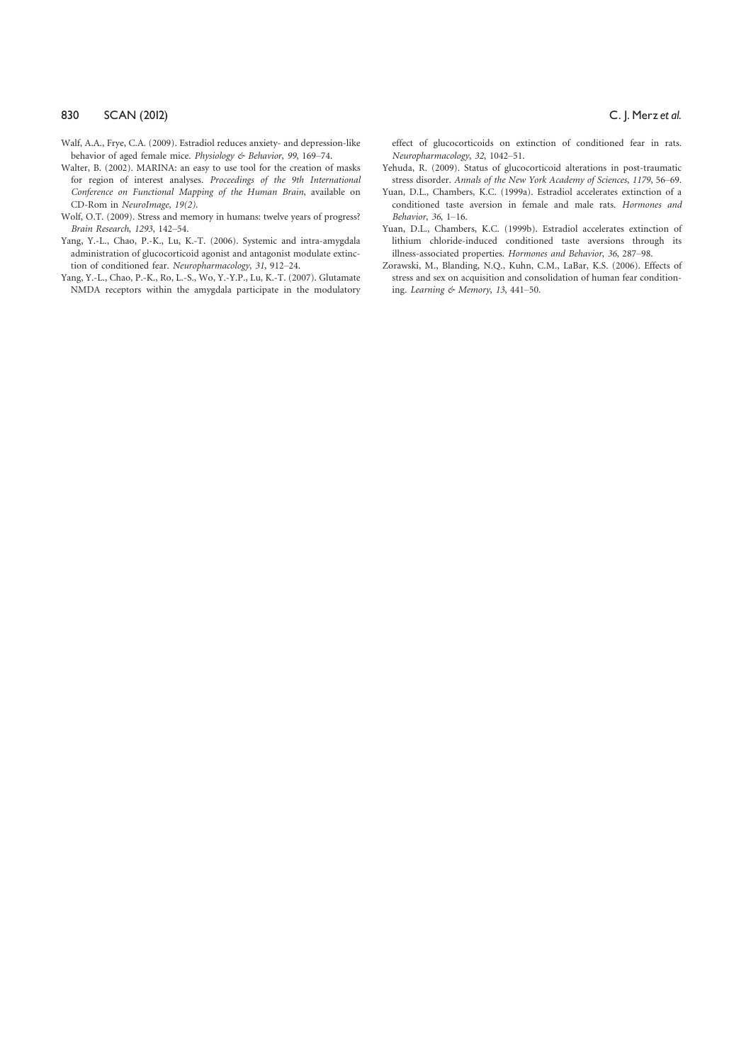Walf, A.A., Frye, C.A. (2009). Estradiol reduces anxiety- and depression-like behavior of aged female mice. *Physiology & Behavior*, *99*, 169–74.

Walter, B. (2002). MARINA: an easy to use tool for the creation of masks for region of interest analyses. *Proceedings of the 9th International Conference on Functional Mapping of the Human Brain*, available on CD-Rom in *NeuroImage*, *19(2)*.

Wolf, O.T. (2009). Stress and memory in humans: twelve years of progress? *Brain Research*, *1293*, 142–54.

Yang, Y.-L., Chao, P.-K., Lu, K.-T. (2006). Systemic and intra-amygdala administration of glucocorticoid agonist and antagonist modulate extinction of conditioned fear. *Neuropharmacology*, *31*, 912–24.

Yang, Y.-L., Chao, P.-K., Ro, L.-S., Wo, Y.-Y.P., Lu, K.-T. (2007). Glutamate NMDA receptors within the amygdala participate in the modulatory effect of glucocorticoids on extinction of conditioned fear in rats. *Neuropharmacology*, *32*, 1042–51.

Yehuda, R. (2009). Status of glucocorticoid alterations in post-traumatic stress disorder. *Annals of the New York Academy of Sciences*, *1179*, 56–69.

Yuan, D.L., Chambers, K.C. (1999a). Estradiol accelerates extinction of a conditioned taste aversion in female and male rats. *Hormones and Behavior*, *36*, 1–16.

Yuan, D.L., Chambers, K.C. (1999b). Estradiol accelerates extinction of lithium chloride-induced conditioned taste aversions through its illness-associated properties. *Hormones and Behavior*, *36*, 287–98.

Zorawski, M., Blanding, N.Q., Kuhn, C.M., LaBar, K.S. (2006). Effects of stress and sex on acquisition and consolidation of human fear conditioning. *Learning & Memory*, *13*, 441–50.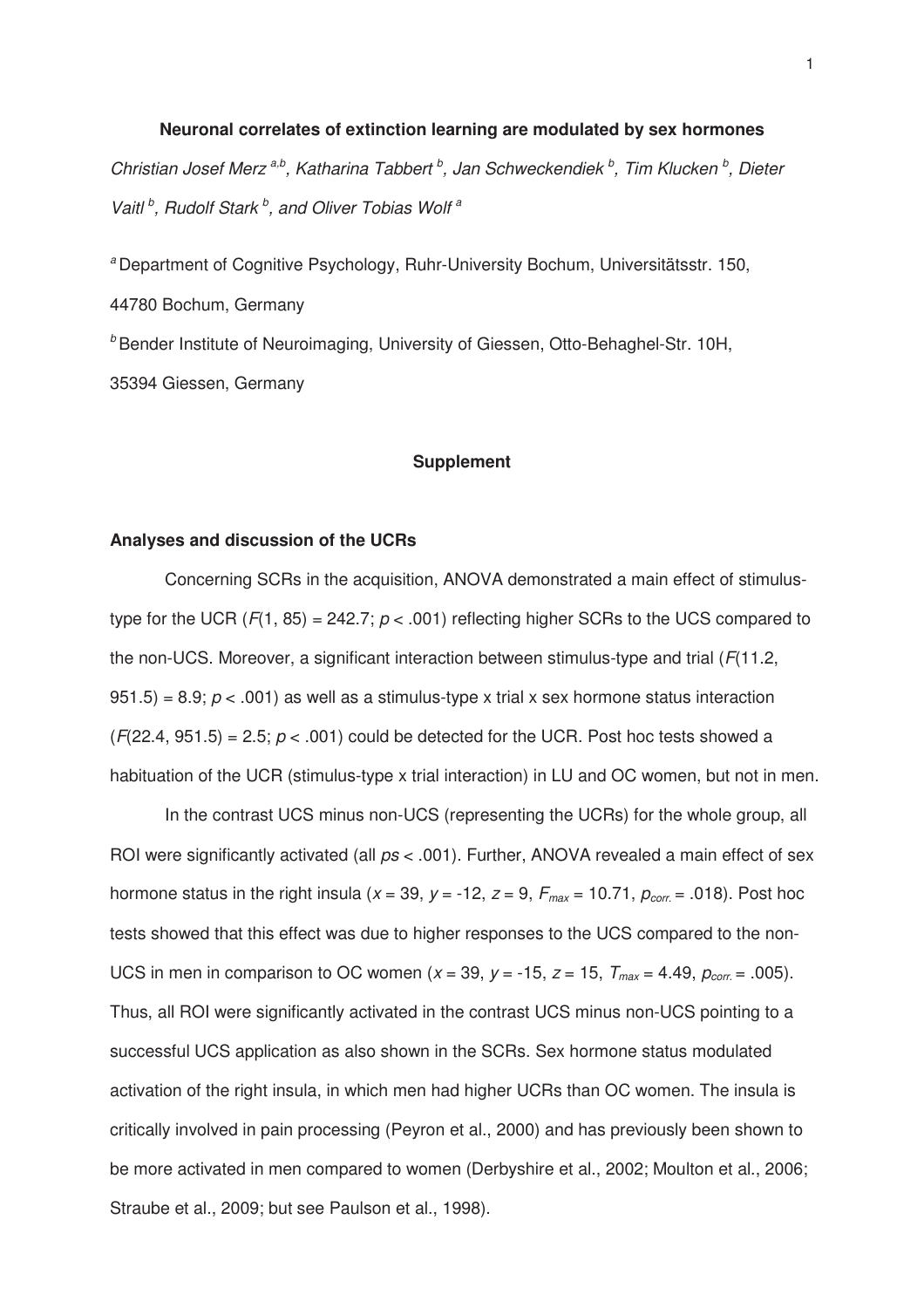**Neuronal correlates of extinction learning are modulated by sex hormones**

*Christian Josef Merz [a,b], Katharina Tabbert [b], Jan Schweckendiek [b], Tim Klucken [b], Dieter Vaitl [b], Rudolf Stark [b], and Oliver Tobias Wolf [a]*

[a] Department of Cognitive Psychology, Ruhr-University Bochum, Universitätsstr. 150, 44780 Bochum, Germany

[b] Bender Institute of Neuroimaging, University of Giessen, Otto-Behaghel-Str. 10H, 35394 Giessen, Germany

**Supplement**

**Analyses and discussion of the UCRs**

Concerning SCRs in the acquisition, ANOVA demonstrated a main effect of stimulus-type for the UCR ($F(1, 85) = 242.7$; $p < .001$) reflecting higher SCRs to the UCS compared to the non-UCS. Moreover, a significant interaction between stimulus-type and trial ($F(11.2, 951.5) = 8.9$; $p < .001$) as well as a stimulus-type x trial x sex hormone status interaction ($F(22.4, 951.5) = 2.5$; $p < .001$) could be detected for the UCR. Post hoc tests showed a habituation of the UCR (stimulus-type x trial interaction) in LU and OC women, but not in men.

In the contrast UCS minus non-UCS (representing the UCRs) for the whole group, all ROI were significantly activated (all *ps* < .001). Further, ANOVA revealed a main effect of sex hormone status in the right insula ($x = 39$, $y = -12$, $z = 9$, $F_{max} = 10.71$, $p_{corr.} = .018$). Post hoc tests showed that this effect was due to higher responses to the UCS compared to the non-UCS in men in comparison to OC women ($x = 39$, $y = -15$, $z = 15$, $T_{max} = 4.49$, $p_{corr.} = .005$). Thus, all ROI were significantly activated in the contrast UCS minus non-UCS pointing to a successful UCS application as also shown in the SCRs. Sex hormone status modulated activation of the right insula, in which men had higher UCRs than OC women. The insula is critically involved in pain processing (Peyron et al., 2000) and has previously been shown to be more activated in men compared to women (Derbyshire et al., 2002; Moulton et al., 2006; Straube et al., 2009; but see Paulson et al., 1998).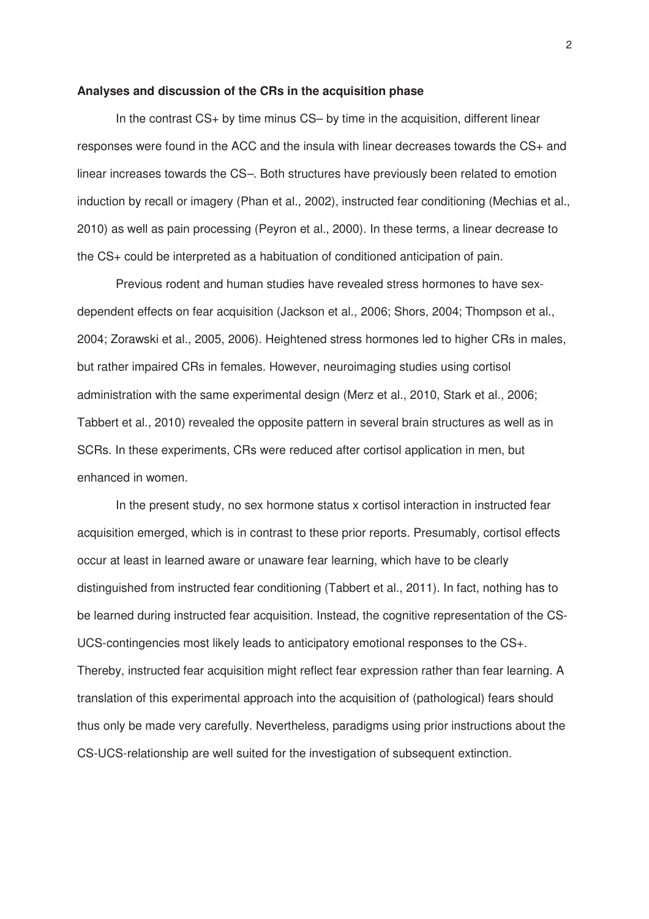**Analyses and discussion of the CRs in the acquisition phase**

In the contrast CS+ by time minus CS– by time in the acquisition, different linear responses were found in the ACC and the insula with linear decreases towards the CS+ and linear increases towards the CS–. Both structures have previously been related to emotion induction by recall or imagery (Phan et al., 2002), instructed fear conditioning (Mechias et al., 2010) as well as pain processing (Peyron et al., 2000). In these terms, a linear decrease to the CS+ could be interpreted as a habituation of conditioned anticipation of pain.

Previous rodent and human studies have revealed stress hormones to have sex-dependent effects on fear acquisition (Jackson et al., 2006; Shors, 2004; Thompson et al., 2004; Zorawski et al., 2005, 2006). Heightened stress hormones led to higher CRs in males, but rather impaired CRs in females. However, neuroimaging studies using cortisol administration with the same experimental design (Merz et al., 2010, Stark et al., 2006; Tabbert et al., 2010) revealed the opposite pattern in several brain structures as well as in SCRs. In these experiments, CRs were reduced after cortisol application in men, but enhanced in women.

In the present study, no sex hormone status x cortisol interaction in instructed fear acquisition emerged, which is in contrast to these prior reports. Presumably, cortisol effects occur at least in learned aware or unaware fear learning, which have to be clearly distinguished from instructed fear conditioning (Tabbert et al., 2011). In fact, nothing has to be learned during instructed fear acquisition. Instead, the cognitive representation of the CS-UCS-contingencies most likely leads to anticipatory emotional responses to the CS+. Thereby, instructed fear acquisition might reflect fear expression rather than fear learning. A translation of this experimental approach into the acquisition of (pathological) fears should thus only be made very carefully. Nevertheless, paradigms using prior instructions about the CS-UCS-relationship are well suited for the investigation of subsequent extinction.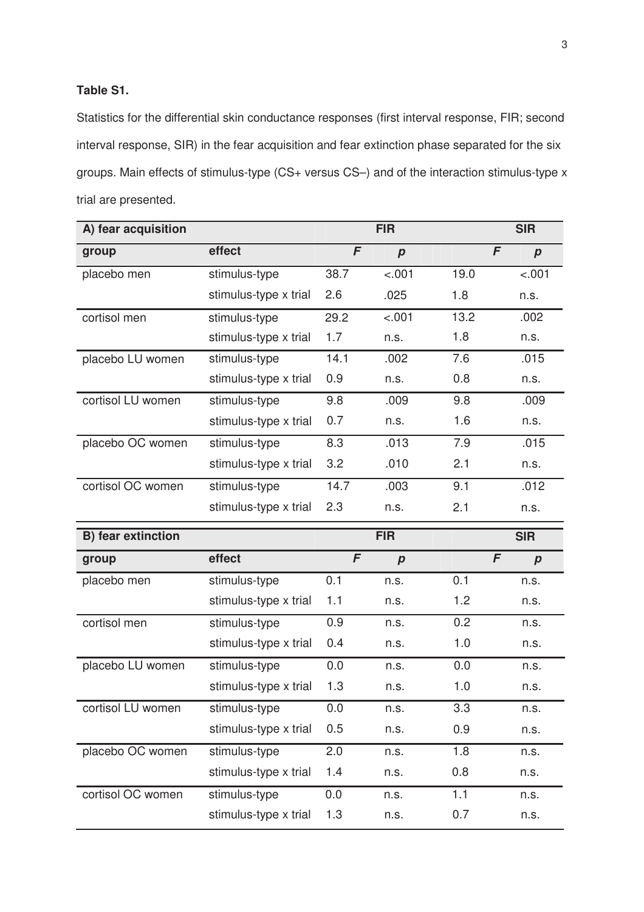**Table S1.**

Statistics for the differential skin conductance responses (first interval response, FIR; second interval response, SIR) in the fear acquisition and fear extinction phase separated for the six groups. Main effects of stimulus-type (CS+ versus CS–) and of the interaction stimulus-type x trial are presented.

| **A) fear acquisition** | | **FIR** | | **SIR** | |
|---|---|---|---|---|---|
| **group** | **effect** | ***F*** | ***p*** | ***F*** | ***p*** |
| placebo men | stimulus-type | 38.7 | <.001 | 19.0 | <.001 |
| | stimulus-type x trial | 2.6 | .025 | 1.8 | n.s. |
| cortisol men | stimulus-type | 29.2 | <.001 | 13.2 | .002 |
| | stimulus-type x trial | 1.7 | n.s. | 1.8 | n.s. |
| placebo LU women | stimulus-type | 14.1 | .002 | 7.6 | .015 |
| | stimulus-type x trial | 0.9 | n.s. | 0.8 | n.s. |
| cortisol LU women | stimulus-type | 9.8 | .009 | 9.8 | .009 |
| | stimulus-type x trial | 0.7 | n.s. | 1.6 | n.s. |
| placebo OC women | stimulus-type | 8.3 | .013 | 7.9 | .015 |
| | stimulus-type x trial | 3.2 | .010 | 2.1 | n.s. |
| cortisol OC women | stimulus-type | 14.7 | .003 | 9.1 | .012 |
| | stimulus-type x trial | 2.3 | n.s. | 2.1 | n.s. |

| **B) fear extinction** | | **FIR** | | **SIR** | |
|---|---|---|---|---|---|
| **group** | **effect** | ***F*** | ***p*** | ***F*** | ***p*** |
| placebo men | stimulus-type | 0.1 | n.s. | 0.1 | n.s. |
| | stimulus-type x trial | 1.1 | n.s. | 1.2 | n.s. |
| cortisol men | stimulus-type | 0.9 | n.s. | 0.2 | n.s. |
| | stimulus-type x trial | 0.4 | n.s. | 1.0 | n.s. |
| placebo LU women | stimulus-type | 0.0 | n.s. | 0.0 | n.s. |
| | stimulus-type x trial | 1.3 | n.s. | 1.0 | n.s. |
| cortisol LU women | stimulus-type | 0.0 | n.s. | 3.3 | n.s. |
| | stimulus-type x trial | 0.5 | n.s. | 0.9 | n.s. |
| placebo OC women | stimulus-type | 2.0 | n.s. | 1.8 | n.s. |
| | stimulus-type x trial | 1.4 | n.s. | 0.8 | n.s. |
| cortisol OC women | stimulus-type | 0.0 | n.s. | 1.1 | n.s. |
| | stimulus-type x trial | 1.3 | n.s. | 0.7 | n.s. |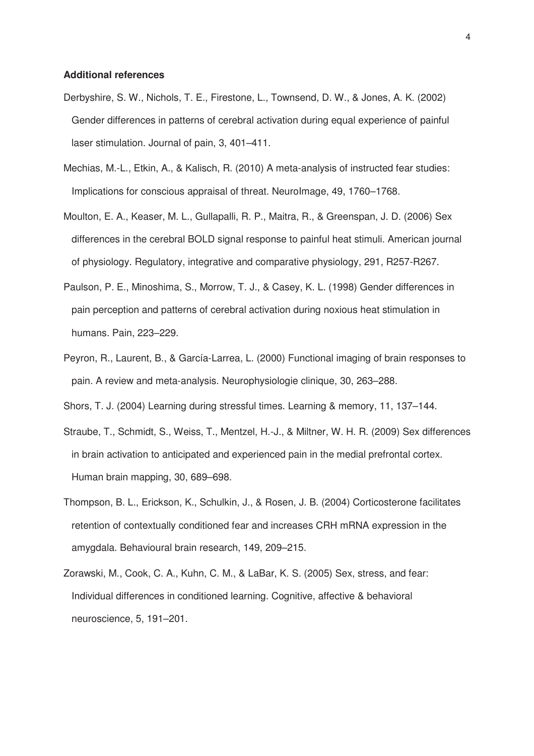**Additional references**

Derbyshire, S. W., Nichols, T. E., Firestone, L., Townsend, D. W., & Jones, A. K. (2002) Gender differences in patterns of cerebral activation during equal experience of painful laser stimulation. Journal of pain, 3, 401–411.

Mechias, M.-L., Etkin, A., & Kalisch, R. (2010) A meta-analysis of instructed fear studies: Implications for conscious appraisal of threat. NeuroImage, 49, 1760–1768.

Moulton, E. A., Keaser, M. L., Gullapalli, R. P., Maitra, R., & Greenspan, J. D. (2006) Sex differences in the cerebral BOLD signal response to painful heat stimuli. American journal of physiology. Regulatory, integrative and comparative physiology, 291, R257-R267.

Paulson, P. E., Minoshima, S., Morrow, T. J., & Casey, K. L. (1998) Gender differences in pain perception and patterns of cerebral activation during noxious heat stimulation in humans. Pain, 223–229.

Peyron, R., Laurent, B., & García-Larrea, L. (2000) Functional imaging of brain responses to pain. A review and meta-analysis. Neurophysiologie clinique, 30, 263–288.

Shors, T. J. (2004) Learning during stressful times. Learning & memory, 11, 137–144.

Straube, T., Schmidt, S., Weiss, T., Mentzel, H.-J., & Miltner, W. H. R. (2009) Sex differences in brain activation to anticipated and experienced pain in the medial prefrontal cortex. Human brain mapping, 30, 689–698.

Thompson, B. L., Erickson, K., Schulkin, J., & Rosen, J. B. (2004) Corticosterone facilitates retention of contextually conditioned fear and increases CRH mRNA expression in the amygdala. Behavioural brain research, 149, 209–215.

Zorawski, M., Cook, C. A., Kuhn, C. M., & LaBar, K. S. (2005) Sex, stress, and fear: Individual differences in conditioned learning. Cognitive, affective & behavioral neuroscience, 5, 191–201.